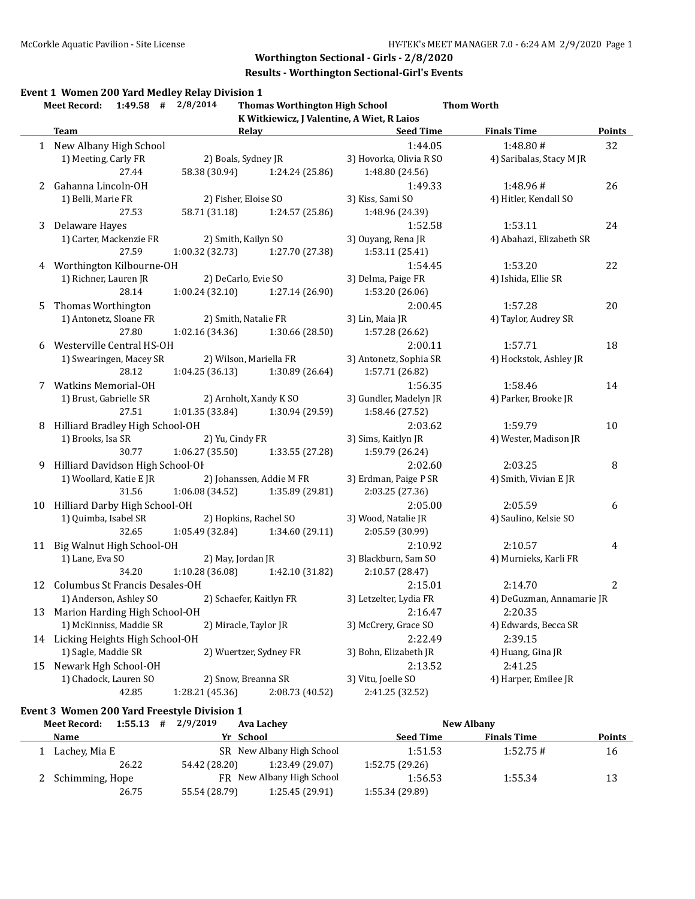Worthington Sectional - Girls - 2/8/2020

Results - Worthington Sectional-Girl's Events

### Event 1 Women 200 Yard Medley Relay Division 1

Meet Record: 1:49.58 # 2/8/2014 Thomas Worthington High School — Thom Worth
K Witkiewicz, J Valentine, A Wiet, R Laios

| | Team | Relay | | Seed Time | Finals Time | Points |
|---|---|---|---|---|---|---|
| 1 | New Albany High School | | | 1:44.05 | 1:48.80 # | 32 |
| | 1) Meeting, Carly FR | 2) Boals, Sydney JR | 3) Hovorka, Olivia R SO | 4) Saribalas, Stacy M JR | | |
| | 27.44 | 58.38 (30.94) | 1:24.24 (25.86) | 1:48.80 (24.56) | | |
| 2 | Gahanna Lincoln-OH | | | 1:49.33 | 1:48.96 # | 26 |
| | 1) Belli, Marie FR | 2) Fisher, Eloise SO | 3) Kiss, Sami SO | 4) Hitler, Kendall SO | | |
| | 27.53 | 58.71 (31.18) | 1:24.57 (25.86) | 1:48.96 (24.39) | | |
| 3 | Delaware Hayes | | | 1:52.58 | 1:53.11 | 24 |
| | 1) Carter, Mackenzie FR | 2) Smith, Kailyn SO | 3) Ouyang, Rena JR | 4) Abahazi, Elizabeth SR | | |
| | 27.59 | 1:00.32 (32.73) | 1:27.70 (27.38) | 1:53.11 (25.41) | | |
| 4 | Worthington Kilbourne-OH | | | 1:54.45 | 1:53.20 | 22 |
| | 1) Richner, Lauren JR | 2) DeCarlo, Evie SO | 3) Delma, Paige FR | 4) Ishida, Ellie SR | | |
| | 28.14 | 1:00.24 (32.10) | 1:27.14 (26.90) | 1:53.20 (26.06) | | |
| 5 | Thomas Worthington | | | 2:00.45 | 1:57.28 | 20 |
| | 1) Antonetz, Sloane FR | 2) Smith, Natalie FR | 3) Lin, Maia JR | 4) Taylor, Audrey SR | | |
| | 27.80 | 1:02.16 (34.36) | 1:30.66 (28.50) | 1:57.28 (26.62) | | |
| 6 | Westerville Central HS-OH | | | 2:00.11 | 1:57.71 | 18 |
| | 1) Swearingen, Macey SR | 2) Wilson, Mariella FR | 3) Antonetz, Sophia SR | 4) Hockstok, Ashley JR | | |
| | 28.12 | 1:04.25 (36.13) | 1:30.89 (26.64) | 1:57.71 (26.82) | | |
| 7 | Watkins Memorial-OH | | | 1:56.35 | 1:58.46 | 14 |
| | 1) Brust, Gabrielle SR | 2) Arnholt, Xandy K SO | 3) Gundler, Madelyn JR | 4) Parker, Brooke JR | | |
| | 27.51 | 1:01.35 (33.84) | 1:30.94 (29.59) | 1:58.46 (27.52) | | |
| 8 | Hilliard Bradley High School-OH | | | 2:03.62 | 1:59.79 | 10 |
| | 1) Brooks, Isa SR | 2) Yu, Cindy FR | 3) Sims, Kaitlyn JR | 4) Wester, Madison JR | | |
| | 30.77 | 1:06.27 (35.50) | 1:33.55 (27.28) | 1:59.79 (26.24) | | |
| 9 | Hilliard Davidson High School-OH | | | 2:02.60 | 2:03.25 | 8 |
| | 1) Woollard, Katie E JR | 2) Johanssen, Addie M FR | 3) Erdman, Paige P SR | 4) Smith, Vivian E JR | | |
| | 31.56 | 1:06.08 (34.52) | 1:35.89 (29.81) | 2:03.25 (27.36) | | |
| 10 | Hilliard Darby High School-OH | | | 2:05.00 | 2:05.59 | 6 |
| | 1) Quimba, Isabel SR | 2) Hopkins, Rachel SO | 3) Wood, Natalie JR | 4) Saulino, Kelsie SO | | |
| | 32.65 | 1:05.49 (32.84) | 1:34.60 (29.11) | 2:05.59 (30.99) | | |
| 11 | Big Walnut High School-OH | | | 2:10.92 | 2:10.57 | 4 |
| | 1) Lane, Eva SO | 2) May, Jordan JR | 3) Blackburn, Sam SO | 4) Murnieks, Karli FR | | |
| | 34.20 | 1:10.28 (36.08) | 1:42.10 (31.82) | 2:10.57 (28.47) | | |
| 12 | Columbus St Francis Desales-OH | | | 2:15.01 | 2:14.70 | 2 |
| | 1) Anderson, Ashley SO | 2) Schaefer, Kaitlyn FR | 3) Letzelter, Lydia FR | 4) DeGuzman, Annamarie JR | | |
| 13 | Marion Harding High School-OH | | | 2:16.47 | 2:20.35 | |
| | 1) McKinniss, Maddie SR | 2) Miracle, Taylor JR | 3) McCrery, Grace SO | 4) Edwards, Becca SR | | |
| 14 | Licking Heights High School-OH | | | 2:22.49 | 2:39.15 | |
| | 1) Sagle, Maddie SR | 2) Wuertzer, Sydney FR | 3) Bohn, Elizabeth JR | 4) Huang, Gina JR | | |
| 15 | Newark Hgh School-OH | | | 2:13.52 | 2:41.25 | |
| | 1) Chadock, Lauren SO | 2) Snow, Breanna SR | 3) Vitu, Joelle SO | 4) Harper, Emilee JR | | |
| | 42.85 | 1:28.21 (45.36) | 2:08.73 (40.52) | 2:41.25 (32.52) | | |

### Event 3 Women 200 Yard Freestyle Division 1

Meet Record: 1:55.13 # 2/9/2019 Ava Lachey — New Albany

| | Name | Yr | School | Seed Time | Finals Time | Points |
|---|---|---|---|---|---|---|
| 1 | Lachey, Mia E | SR | New Albany High School | 1:51.53 | 1:52.75 # | 16 |
| | 26.22 | 54.42 (28.20) | 1:23.49 (29.07) | 1:52.75 (29.26) | | |
| 2 | Schimming, Hope | FR | New Albany High School | 1:56.53 | 1:55.34 | 13 |
| | 26.75 | 55.54 (28.79) | 1:25.45 (29.91) | 1:55.34 (29.89) | | |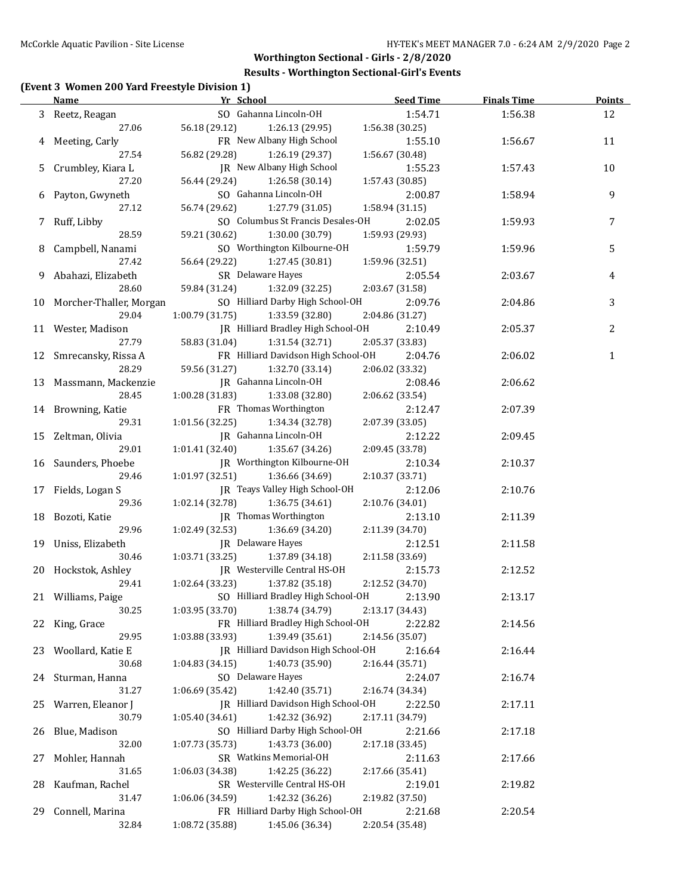## Worthington Sectional - Girls - 2/8/2020

### Results - Worthington Sectional-Girl's Events

**(Event 3 Women 200 Yard Freestyle Division 1)**

| | Name | Yr | School | Seed Time | Finals Time | Points |
|---|---|---|---|---|---|---|
| 3 | Reetz, Reagan | SO | Gahanna Lincoln-OH | 1:54.71 | 1:56.38 | 12 |
| | 27.06 | 56.18 (29.12) | 1:26.13 (29.95) | 1:56.38 (30.25) | | |
| 4 | Meeting, Carly | FR | New Albany High School | 1:55.10 | 1:56.67 | 11 |
| | 27.54 | 56.82 (29.28) | 1:26.19 (29.37) | 1:56.67 (30.48) | | |
| 5 | Crumbley, Kiara L | JR | New Albany High School | 1:55.23 | 1:57.43 | 10 |
| | 27.20 | 56.44 (29.24) | 1:26.58 (30.14) | 1:57.43 (30.85) | | |
| 6 | Payton, Gwyneth | SO | Gahanna Lincoln-OH | 2:00.87 | 1:58.94 | 9 |
| | 27.12 | 56.74 (29.62) | 1:27.79 (31.05) | 1:58.94 (31.15) | | |
| 7 | Ruff, Libby | SO | Columbus St Francis Desales-OH | 2:02.05 | 1:59.93 | 7 |
| | 28.59 | 59.21 (30.62) | 1:30.00 (30.79) | 1:59.93 (29.93) | | |
| 8 | Campbell, Nanami | SO | Worthington Kilbourne-OH | 1:59.79 | 1:59.96 | 5 |
| | 27.42 | 56.64 (29.22) | 1:27.45 (30.81) | 1:59.96 (32.51) | | |
| 9 | Abahazi, Elizabeth | SR | Delaware Hayes | 2:05.54 | 2:03.67 | 4 |
| | 28.60 | 59.84 (31.24) | 1:32.09 (32.25) | 2:03.67 (31.58) | | |
| 10 | Morcher-Thaller, Morgan | SO | Hilliard Darby High School-OH | 2:09.76 | 2:04.86 | 3 |
| | 29.04 | 1:00.79 (31.75) | 1:33.59 (32.80) | 2:04.86 (31.27) | | |
| 11 | Wester, Madison | JR | Hilliard Bradley High School-OH | 2:10.49 | 2:05.37 | 2 |
| | 27.79 | 58.83 (31.04) | 1:31.54 (32.71) | 2:05.37 (33.83) | | |
| 12 | Smrecansky, Rissa A | FR | Hilliard Davidson High School-OH | 2:04.76 | 2:06.02 | 1 |
| | 28.29 | 59.56 (31.27) | 1:32.70 (33.14) | 2:06.02 (33.32) | | |
| 13 | Massmann, Mackenzie | JR | Gahanna Lincoln-OH | 2:08.46 | 2:06.62 | |
| | 28.45 | 1:00.28 (31.83) | 1:33.08 (32.80) | 2:06.62 (33.54) | | |
| 14 | Browning, Katie | FR | Thomas Worthington | 2:12.47 | 2:07.39 | |
| | 29.31 | 1:01.56 (32.25) | 1:34.34 (32.78) | 2:07.39 (33.05) | | |
| 15 | Zeltman, Olivia | JR | Gahanna Lincoln-OH | 2:12.22 | 2:09.45 | |
| | 29.01 | 1:01.41 (32.40) | 1:35.67 (34.26) | 2:09.45 (33.78) | | |
| 16 | Saunders, Phoebe | JR | Worthington Kilbourne-OH | 2:10.34 | 2:10.37 | |
| | 29.46 | 1:01.97 (32.51) | 1:36.66 (34.69) | 2:10.37 (33.71) | | |
| 17 | Fields, Logan S | JR | Teays Valley High School-OH | 2:12.06 | 2:10.76 | |
| | 29.36 | 1:02.14 (32.78) | 1:36.75 (34.61) | 2:10.76 (34.01) | | |
| 18 | Bozoti, Katie | JR | Thomas Worthington | 2:13.10 | 2:11.39 | |
| | 29.96 | 1:02.49 (32.53) | 1:36.69 (34.20) | 2:11.39 (34.70) | | |
| 19 | Uniss, Elizabeth | JR | Delaware Hayes | 2:12.51 | 2:11.58 | |
| | 30.46 | 1:03.71 (33.25) | 1:37.89 (34.18) | 2:11.58 (33.69) | | |
| 20 | Hockstok, Ashley | JR | Westerville Central HS-OH | 2:15.73 | 2:12.52 | |
| | 29.41 | 1:02.64 (33.23) | 1:37.82 (35.18) | 2:12.52 (34.70) | | |
| 21 | Williams, Paige | SO | Hilliard Bradley High School-OH | 2:13.90 | 2:13.17 | |
| | 30.25 | 1:03.95 (33.70) | 1:38.74 (34.79) | 2:13.17 (34.43) | | |
| 22 | King, Grace | FR | Hilliard Bradley High School-OH | 2:22.82 | 2:14.56 | |
| | 29.95 | 1:03.88 (33.93) | 1:39.49 (35.61) | 2:14.56 (35.07) | | |
| 23 | Woollard, Katie E | JR | Hilliard Davidson High School-OH | 2:16.64 | 2:16.44 | |
| | 30.68 | 1:04.83 (34.15) | 1:40.73 (35.90) | 2:16.44 (35.71) | | |
| 24 | Sturman, Hanna | SO | Delaware Hayes | 2:24.07 | 2:16.74 | |
| | 31.27 | 1:06.69 (35.42) | 1:42.40 (35.71) | 2:16.74 (34.34) | | |
| 25 | Warren, Eleanor J | JR | Hilliard Davidson High School-OH | 2:22.50 | 2:17.11 | |
| | 30.79 | 1:05.40 (34.61) | 1:42.32 (36.92) | 2:17.11 (34.79) | | |
| 26 | Blue, Madison | SO | Hilliard Darby High School-OH | 2:21.66 | 2:17.18 | |
| | 32.00 | 1:07.73 (35.73) | 1:43.73 (36.00) | 2:17.18 (33.45) | | |
| 27 | Mohler, Hannah | SR | Watkins Memorial-OH | 2:11.63 | 2:17.66 | |
| | 31.65 | 1:06.03 (34.38) | 1:42.25 (36.22) | 2:17.66 (35.41) | | |
| 28 | Kaufman, Rachel | SR | Westerville Central HS-OH | 2:19.01 | 2:19.82 | |
| | 31.47 | 1:06.06 (34.59) | 1:42.32 (36.26) | 2:19.82 (37.50) | | |
| 29 | Connell, Marina | FR | Hilliard Darby High School-OH | 2:21.68 | 2:20.54 | |
| | 32.84 | 1:08.72 (35.88) | 1:45.06 (36.34) | 2:20.54 (35.48) | | |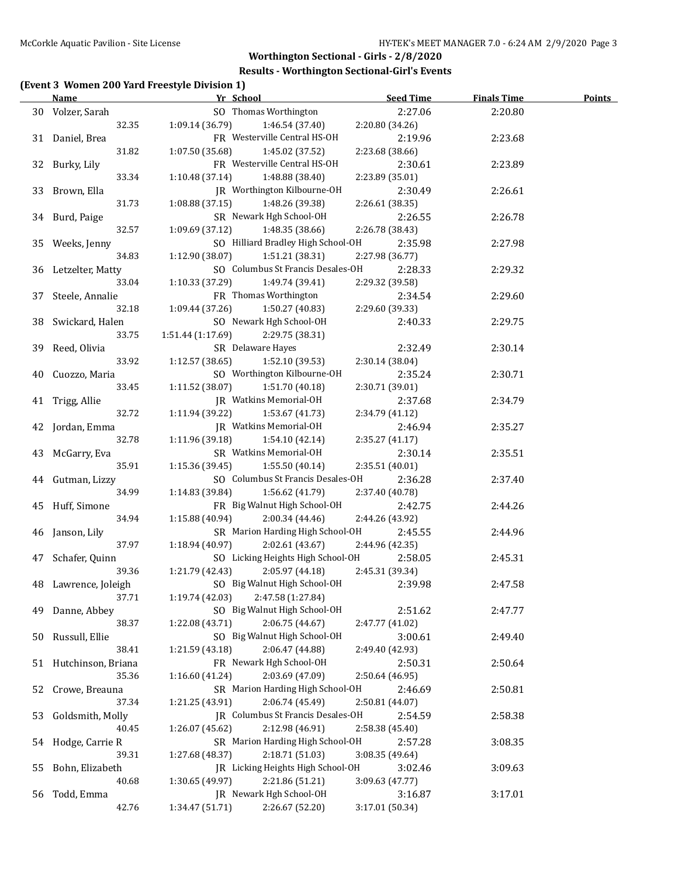## Worthington Sectional - Girls - 2/8/2020

### Results - Worthington Sectional-Girl's Events

**(Event 3 Women 200 Yard Freestyle Division 1)**

| | Name | Yr | School | Seed Time | Finals Time | Points |
|---|---|---|---|---|---|---|
| 30 | Volzer, Sarah | SO | Thomas Worthington | 2:27.06 | 2:20.80 | |
| | 32.35 | 1:09.14 (36.79) | 1:46.54 (37.40) | 2:20.80 (34.26) | | |
| 31 | Daniel, Brea | FR | Westerville Central HS-OH | 2:19.96 | 2:23.68 | |
| | 31.82 | 1:07.50 (35.68) | 1:45.02 (37.52) | 2:23.68 (38.66) | | |
| 32 | Burky, Lily | FR | Westerville Central HS-OH | 2:30.61 | 2:23.89 | |
| | 33.34 | 1:10.48 (37.14) | 1:48.88 (38.40) | 2:23.89 (35.01) | | |
| 33 | Brown, Ella | JR | Worthington Kilbourne-OH | 2:30.49 | 2:26.61 | |
| | 31.73 | 1:08.88 (37.15) | 1:48.26 (39.38) | 2:26.61 (38.35) | | |
| 34 | Burd, Paige | SR | Newark Hgh School-OH | 2:26.55 | 2:26.78 | |
| | 32.57 | 1:09.69 (37.12) | 1:48.35 (38.66) | 2:26.78 (38.43) | | |
| 35 | Weeks, Jenny | SO | Hilliard Bradley High School-OH | 2:35.98 | 2:27.98 | |
| | 34.83 | 1:12.90 (38.07) | 1:51.21 (38.31) | 2:27.98 (36.77) | | |
| 36 | Letzelter, Matty | SO | Columbus St Francis Desales-OH | 2:28.33 | 2:29.32 | |
| | 33.04 | 1:10.33 (37.29) | 1:49.74 (39.41) | 2:29.32 (39.58) | | |
| 37 | Steele, Annalie | FR | Thomas Worthington | 2:34.54 | 2:29.60 | |
| | 32.18 | 1:09.44 (37.26) | 1:50.27 (40.83) | 2:29.60 (39.33) | | |
| 38 | Swickard, Halen | SO | Newark Hgh School-OH | 2:40.33 | 2:29.75 | |
| | 33.75 | 1:51.44 (1:17.69) | 2:29.75 (38.31) | | | |
| 39 | Reed, Olivia | SR | Delaware Hayes | 2:32.49 | 2:30.14 | |
| | 33.92 | 1:12.57 (38.65) | 1:52.10 (39.53) | 2:30.14 (38.04) | | |
| 40 | Cuozzo, Maria | SO | Worthington Kilbourne-OH | 2:35.24 | 2:30.71 | |
| | 33.45 | 1:11.52 (38.07) | 1:51.70 (40.18) | 2:30.71 (39.01) | | |
| 41 | Trigg, Allie | JR | Watkins Memorial-OH | 2:37.68 | 2:34.79 | |
| | 32.72 | 1:11.94 (39.22) | 1:53.67 (41.73) | 2:34.79 (41.12) | | |
| 42 | Jordan, Emma | JR | Watkins Memorial-OH | 2:46.94 | 2:35.27 | |
| | 32.78 | 1:11.96 (39.18) | 1:54.10 (42.14) | 2:35.27 (41.17) | | |
| 43 | McGarry, Eva | SR | Watkins Memorial-OH | 2:30.14 | 2:35.51 | |
| | 35.91 | 1:15.36 (39.45) | 1:55.50 (40.14) | 2:35.51 (40.01) | | |
| 44 | Gutman, Lizzy | SO | Columbus St Francis Desales-OH | 2:36.28 | 2:37.40 | |
| | 34.99 | 1:14.83 (39.84) | 1:56.62 (41.79) | 2:37.40 (40.78) | | |
| 45 | Huff, Simone | FR | Big Walnut High School-OH | 2:42.75 | 2:44.26 | |
| | 34.94 | 1:15.88 (40.94) | 2:00.34 (44.46) | 2:44.26 (43.92) | | |
| 46 | Janson, Lily | SR | Marion Harding High School-OH | 2:45.55 | 2:44.96 | |
| | 37.97 | 1:18.94 (40.97) | 2:02.61 (43.67) | 2:44.96 (42.35) | | |
| 47 | Schafer, Quinn | SO | Licking Heights High School-OH | 2:58.05 | 2:45.31 | |
| | 39.36 | 1:21.79 (42.43) | 2:05.97 (44.18) | 2:45.31 (39.34) | | |
| 48 | Lawrence, Joleigh | SO | Big Walnut High School-OH | 2:39.98 | 2:47.58 | |
| | 37.71 | 1:19.74 (42.03) | 2:47.58 (1:27.84) | | | |
| 49 | Danne, Abbey | SO | Big Walnut High School-OH | 2:51.62 | 2:47.77 | |
| | 38.37 | 1:22.08 (43.71) | 2:06.75 (44.67) | 2:47.77 (41.02) | | |
| 50 | Russull, Ellie | SO | Big Walnut High School-OH | 3:00.61 | 2:49.40 | |
| | 38.41 | 1:21.59 (43.18) | 2:06.47 (44.88) | 2:49.40 (42.93) | | |
| 51 | Hutchinson, Briana | FR | Newark Hgh School-OH | 2:50.31 | 2:50.64 | |
| | 35.36 | 1:16.60 (41.24) | 2:03.69 (47.09) | 2:50.64 (46.95) | | |
| 52 | Crowe, Breauna | SR | Marion Harding High School-OH | 2:46.69 | 2:50.81 | |
| | 37.34 | 1:21.25 (43.91) | 2:06.74 (45.49) | 2:50.81 (44.07) | | |
| 53 | Goldsmith, Molly | JR | Columbus St Francis Desales-OH | 2:54.59 | 2:58.38 | |
| | 40.45 | 1:26.07 (45.62) | 2:12.98 (46.91) | 2:58.38 (45.40) | | |
| 54 | Hodge, Carrie R | SR | Marion Harding High School-OH | 2:57.28 | 3:08.35 | |
| | 39.31 | 1:27.68 (48.37) | 2:18.71 (51.03) | 3:08.35 (49.64) | | |
| 55 | Bohn, Elizabeth | JR | Licking Heights High School-OH | 3:02.46 | 3:09.63 | |
| | 40.68 | 1:30.65 (49.97) | 2:21.86 (51.21) | 3:09.63 (47.77) | | |
| 56 | Todd, Emma | JR | Newark Hgh School-OH | 3:16.87 | 3:17.01 | |
| | 42.76 | 1:34.47 (51.71) | 2:26.67 (52.20) | 3:17.01 (50.34) | | |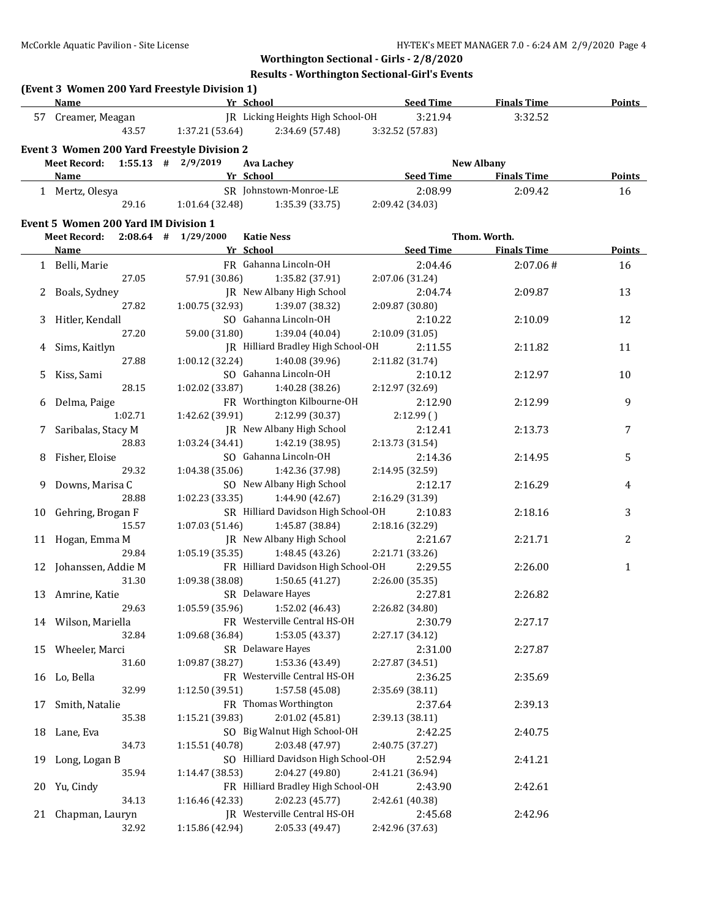**Worthington Sectional - Girls - 2/8/2020**

**Results - Worthington Sectional-Girl's Events**

### (Event 3 Women 200 Yard Freestyle Division 1)

| | Name | Yr | School | Seed Time | Finals Time | Points |
|---|---|---|---|---|---|---|
| 57 | Creamer, Meagan | JR | Licking Heights High School-OH | 3:21.94 | 3:32.52 | |
| | 43.57 | 1:37.21 (53.64) | 2:34.69 (57.48) | 3:32.52 (57.83) | | |

### Event 3 Women 200 Yard Freestyle Division 2

Meet Record: 1:55.13 # 2/9/2019 Ava Lachey New Albany

| | Name | Yr | School | Seed Time | Finals Time | Points |
|---|---|---|---|---|---|---|
| 1 | Mertz, Olesya | SR | Johnstown-Monroe-LE | 2:08.99 | 2:09.42 | 16 |
| | 29.16 | 1:01.64 (32.48) | 1:35.39 (33.75) | 2:09.42 (34.03) | | |

### Event 5 Women 200 Yard IM Division 1

Meet Record: 2:08.64 # 1/29/2000 Katie Ness Thom. Worth.

| | Name | Yr | School | Seed Time | Finals Time | Points |
|---|---|---|---|---|---|---|
| 1 | Belli, Marie | FR | Gahanna Lincoln-OH | 2:04.46 | 2:07.06 # | 16 |
| | 27.05 | 57.91 (30.86) | 1:35.82 (37.91) | 2:07.06 (31.24) | | |
| 2 | Boals, Sydney | JR | New Albany High School | 2:04.74 | 2:09.87 | 13 |
| | 27.82 | 1:00.75 (32.93) | 1:39.07 (38.32) | 2:09.87 (30.80) | | |
| 3 | Hitler, Kendall | SO | Gahanna Lincoln-OH | 2:10.22 | 2:10.09 | 12 |
| | 27.20 | 59.00 (31.80) | 1:39.04 (40.04) | 2:10.09 (31.05) | | |
| 4 | Sims, Kaitlyn | JR | Hilliard Bradley High School-OH | 2:11.55 | 2:11.82 | 11 |
| | 27.88 | 1:00.12 (32.24) | 1:40.08 (39.96) | 2:11.82 (31.74) | | |
| 5 | Kiss, Sami | SO | Gahanna Lincoln-OH | 2:10.12 | 2:12.97 | 10 |
| | 28.15 | 1:02.02 (33.87) | 1:40.28 (38.26) | 2:12.97 (32.69) | | |
| 6 | Delma, Paige | FR | Worthington Kilbourne-OH | 2:12.90 | 2:12.99 | 9 |
| | 1:02.71 | 1:42.62 (39.91) | 2:12.99 (30.37) | 2:12.99 ( ) | | |
| 7 | Saribalas, Stacy M | JR | New Albany High School | 2:12.41 | 2:13.73 | 7 |
| | 28.83 | 1:03.24 (34.41) | 1:42.19 (38.95) | 2:13.73 (31.54) | | |
| 8 | Fisher, Eloise | SO | Gahanna Lincoln-OH | 2:14.36 | 2:14.95 | 5 |
| | 29.32 | 1:04.38 (35.06) | 1:42.36 (37.98) | 2:14.95 (32.59) | | |
| 9 | Downs, Marisa C | SO | New Albany High School | 2:12.17 | 2:16.29 | 4 |
| | 28.88 | 1:02.23 (33.35) | 1:44.90 (42.67) | 2:16.29 (31.39) | | |
| 10 | Gehring, Brogan F | SR | Hilliard Davidson High School-OH | 2:10.83 | 2:18.16 | 3 |
| | 15.57 | 1:07.03 (51.46) | 1:45.87 (38.84) | 2:18.16 (32.29) | | |
| 11 | Hogan, Emma M | JR | New Albany High School | 2:21.67 | 2:21.71 | 2 |
| | 29.84 | 1:05.19 (35.35) | 1:48.45 (43.26) | 2:21.71 (33.26) | | |
| 12 | Johanssen, Addie M | FR | Hilliard Davidson High School-OH | 2:29.55 | 2:26.00 | 1 |
| | 31.30 | 1:09.38 (38.08) | 1:50.65 (41.27) | 2:26.00 (35.35) | | |
| 13 | Amrine, Katie | SR | Delaware Hayes | 2:27.81 | 2:26.82 | |
| | 29.63 | 1:05.59 (35.96) | 1:52.02 (46.43) | 2:26.82 (34.80) | | |
| 14 | Wilson, Mariella | FR | Westerville Central HS-OH | 2:30.79 | 2:27.17 | |
| | 32.84 | 1:09.68 (36.84) | 1:53.05 (43.37) | 2:27.17 (34.12) | | |
| 15 | Wheeler, Marci | SR | Delaware Hayes | 2:31.00 | 2:27.87 | |
| | 31.60 | 1:09.87 (38.27) | 1:53.36 (43.49) | 2:27.87 (34.51) | | |
| 16 | Lo, Bella | FR | Westerville Central HS-OH | 2:36.25 | 2:35.69 | |
| | 32.99 | 1:12.50 (39.51) | 1:57.58 (45.08) | 2:35.69 (38.11) | | |
| 17 | Smith, Natalie | FR | Thomas Worthington | 2:37.64 | 2:39.13 | |
| | 35.38 | 1:15.21 (39.83) | 2:01.02 (45.81) | 2:39.13 (38.11) | | |
| 18 | Lane, Eva | SO | Big Walnut High School-OH | 2:42.25 | 2:40.75 | |
| | 34.73 | 1:15.51 (40.78) | 2:03.48 (47.97) | 2:40.75 (37.27) | | |
| 19 | Long, Logan B | SO | Hilliard Davidson High School-OH | 2:52.94 | 2:41.21 | |
| | 35.94 | 1:14.47 (38.53) | 2:04.27 (49.80) | 2:41.21 (36.94) | | |
| 20 | Yu, Cindy | FR | Hilliard Bradley High School-OH | 2:43.90 | 2:42.61 | |
| | 34.13 | 1:16.46 (42.33) | 2:02.23 (45.77) | 2:42.61 (40.38) | | |
| 21 | Chapman, Lauryn | JR | Westerville Central HS-OH | 2:45.68 | 2:42.96 | |
| | 32.92 | 1:15.86 (42.94) | 2:05.33 (49.47) | 2:42.96 (37.63) | | |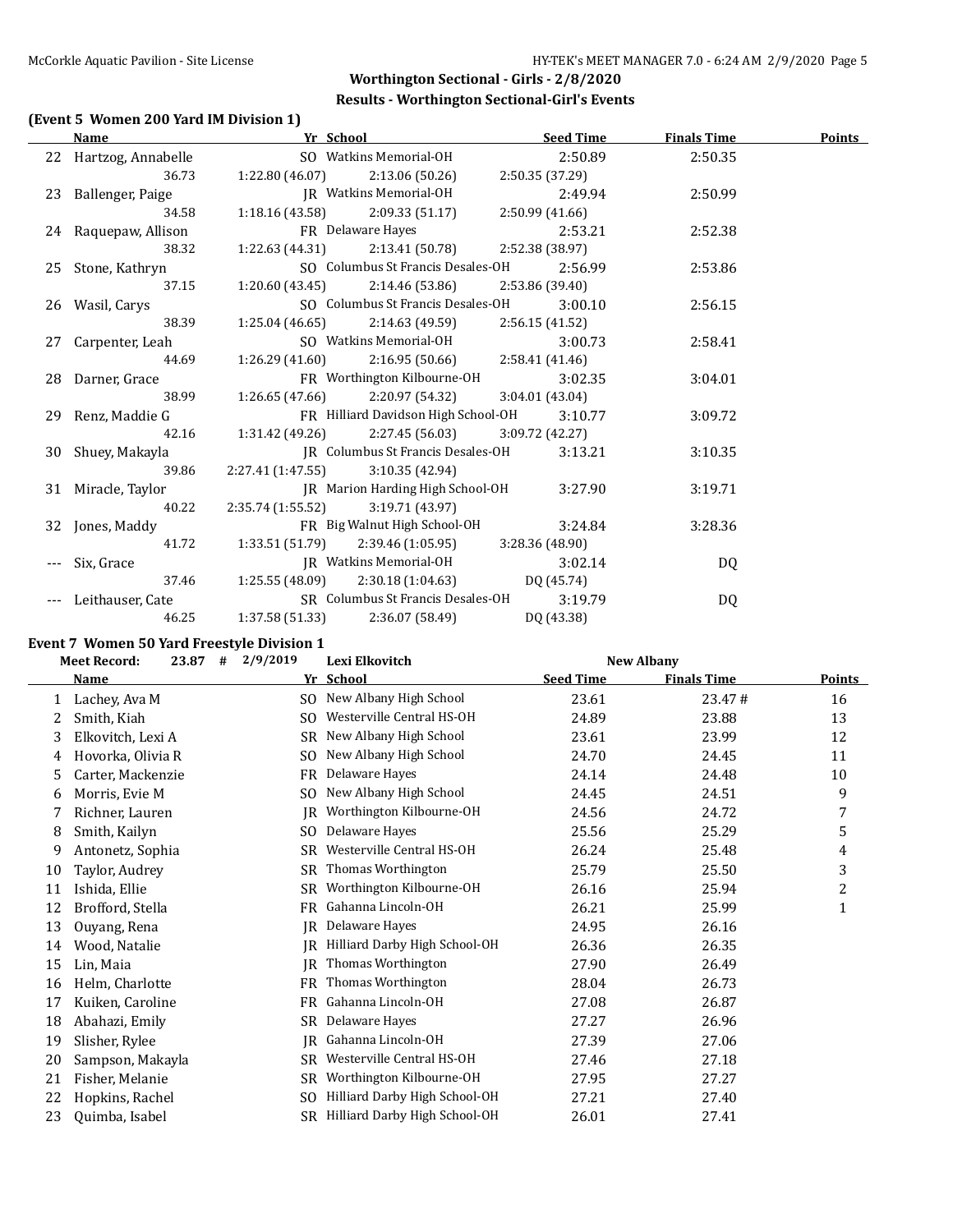## Worthington Sectional - Girls - 2/8/2020

### Results - Worthington Sectional-Girl's Events

### (Event 5 Women 200 Yard IM Division 1)

| | Name | Yr | School | Seed Time | Finals Time | Points |
|---|---|---|---|---|---|---|
| 22 | Hartzog, Annabelle | SO | Watkins Memorial-OH | 2:50.89 | 2:50.35 | |
| | 36.73 | 1:22.80 (46.07) | 2:13.06 (50.26) | 2:50.35 (37.29) | | |
| 23 | Ballenger, Paige | JR | Watkins Memorial-OH | 2:49.94 | 2:50.99 | |
| | 34.58 | 1:18.16 (43.58) | 2:09.33 (51.17) | 2:50.99 (41.66) | | |
| 24 | Raquepaw, Allison | FR | Delaware Hayes | 2:53.21 | 2:52.38 | |
| | 38.32 | 1:22.63 (44.31) | 2:13.41 (50.78) | 2:52.38 (38.97) | | |
| 25 | Stone, Kathryn | SO | Columbus St Francis Desales-OH | 2:56.99 | 2:53.86 | |
| | 37.15 | 1:20.60 (43.45) | 2:14.46 (53.86) | 2:53.86 (39.40) | | |
| 26 | Wasil, Carys | SO | Columbus St Francis Desales-OH | 3:00.10 | 2:56.15 | |
| | 38.39 | 1:25.04 (46.65) | 2:14.63 (49.59) | 2:56.15 (41.52) | | |
| 27 | Carpenter, Leah | SO | Watkins Memorial-OH | 3:00.73 | 2:58.41 | |
| | 44.69 | 1:26.29 (41.60) | 2:16.95 (50.66) | 2:58.41 (41.46) | | |
| 28 | Darner, Grace | FR | Worthington Kilbourne-OH | 3:02.35 | 3:04.01 | |
| | 38.99 | 1:26.65 (47.66) | 2:20.97 (54.32) | 3:04.01 (43.04) | | |
| 29 | Renz, Maddie G | FR | Hilliard Davidson High School-OH | 3:10.77 | 3:09.72 | |
| | 42.16 | 1:31.42 (49.26) | 2:27.45 (56.03) | 3:09.72 (42.27) | | |
| 30 | Shuey, Makayla | JR | Columbus St Francis Desales-OH | 3:13.21 | 3:10.35 | |
| | 39.86 | 2:27.41 (1:47.55) | 3:10.35 (42.94) | | | |
| 31 | Miracle, Taylor | JR | Marion Harding High School-OH | 3:27.90 | 3:19.71 | |
| | 40.22 | 2:35.74 (1:55.52) | 3:19.71 (43.97) | | | |
| 32 | Jones, Maddy | FR | Big Walnut High School-OH | 3:24.84 | 3:28.36 | |
| | 41.72 | 1:33.51 (51.79) | 2:39.46 (1:05.95) | 3:28.36 (48.90) | | |
| --- | Six, Grace | JR | Watkins Memorial-OH | 3:02.14 | DQ | |
| | 37.46 | 1:25.55 (48.09) | 2:30.18 (1:04.63) | DQ (45.74) | | |
| --- | Leithauser, Cate | SR | Columbus St Francis Desales-OH | 3:19.79 | DQ | |
| | 46.25 | 1:37.58 (51.33) | 2:36.07 (58.49) | DQ (43.38) | | |

### Event 7 Women 50 Yard Freestyle Division 1

Meet Record: 23.87 # 2/9/2019 Lexi Elkovitch New Albany

| | Name | Yr | School | Seed Time | Finals Time | Points |
|---|---|---|---|---|---|---|
| 1 | Lachey, Ava M | SO | New Albany High School | 23.61 | 23.47 # | 16 |
| 2 | Smith, Kiah | SO | Westerville Central HS-OH | 24.89 | 23.88 | 13 |
| 3 | Elkovitch, Lexi A | SR | New Albany High School | 23.61 | 23.99 | 12 |
| 4 | Hovorka, Olivia R | SO | New Albany High School | 24.70 | 24.45 | 11 |
| 5 | Carter, Mackenzie | FR | Delaware Hayes | 24.14 | 24.48 | 10 |
| 6 | Morris, Evie M | SO | New Albany High School | 24.45 | 24.51 | 9 |
| 7 | Richner, Lauren | JR | Worthington Kilbourne-OH | 24.56 | 24.72 | 7 |
| 8 | Smith, Kailyn | SO | Delaware Hayes | 25.56 | 25.29 | 5 |
| 9 | Antonetz, Sophia | SR | Westerville Central HS-OH | 26.24 | 25.48 | 4 |
| 10 | Taylor, Audrey | SR | Thomas Worthington | 25.79 | 25.50 | 3 |
| 11 | Ishida, Ellie | SR | Worthington Kilbourne-OH | 26.16 | 25.94 | 2 |
| 12 | Brofford, Stella | FR | Gahanna Lincoln-OH | 26.21 | 25.99 | 1 |
| 13 | Ouyang, Rena | JR | Delaware Hayes | 24.95 | 26.16 | |
| 14 | Wood, Natalie | JR | Hilliard Darby High School-OH | 26.36 | 26.35 | |
| 15 | Lin, Maia | JR | Thomas Worthington | 27.90 | 26.49 | |
| 16 | Helm, Charlotte | FR | Thomas Worthington | 28.04 | 26.73 | |
| 17 | Kuiken, Caroline | FR | Gahanna Lincoln-OH | 27.08 | 26.87 | |
| 18 | Abahazi, Emily | SR | Delaware Hayes | 27.27 | 26.96 | |
| 19 | Slisher, Rylee | JR | Gahanna Lincoln-OH | 27.39 | 27.06 | |
| 20 | Sampson, Makayla | SR | Westerville Central HS-OH | 27.46 | 27.18 | |
| 21 | Fisher, Melanie | SR | Worthington Kilbourne-OH | 27.95 | 27.27 | |
| 22 | Hopkins, Rachel | SO | Hilliard Darby High School-OH | 27.21 | 27.40 | |
| 23 | Quimba, Isabel | SR | Hilliard Darby High School-OH | 26.01 | 27.41 | |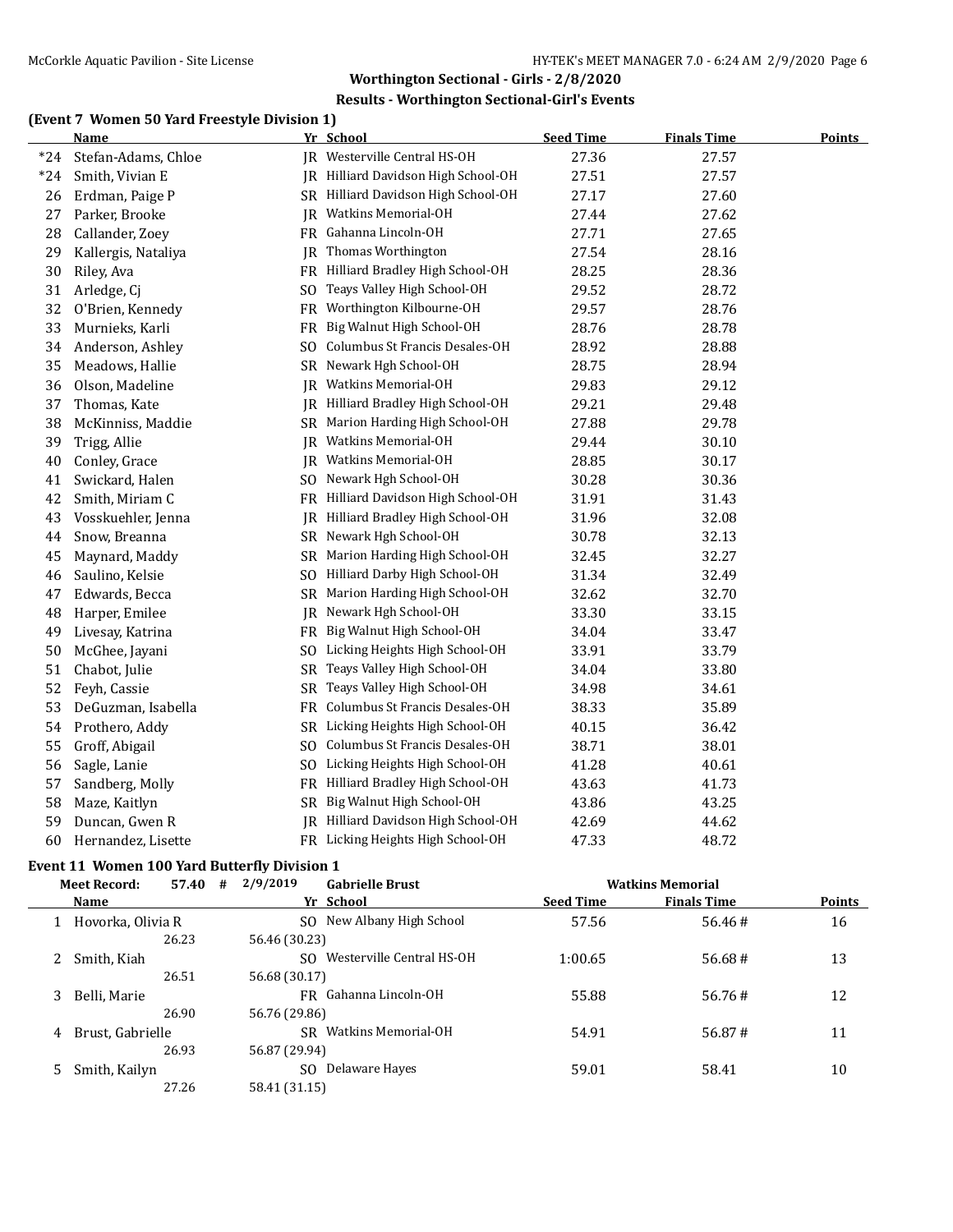## Worthington Sectional - Girls - 2/8/2020

### Results - Worthington Sectional-Girl's Events

**(Event 7 Women 50 Yard Freestyle Division 1)**

| | Name | Yr | School | Seed Time | Finals Time | Points |
|---|---|---|---|---|---|---|
| *24 | Stefan-Adams, Chloe | JR | Westerville Central HS-OH | 27.36 | 27.57 | |
| *24 | Smith, Vivian E | JR | Hilliard Davidson High School-OH | 27.51 | 27.57 | |
| 26 | Erdman, Paige P | SR | Hilliard Davidson High School-OH | 27.17 | 27.60 | |
| 27 | Parker, Brooke | JR | Watkins Memorial-OH | 27.44 | 27.62 | |
| 28 | Callander, Zoey | FR | Gahanna Lincoln-OH | 27.71 | 27.65 | |
| 29 | Kallergis, Nataliya | JR | Thomas Worthington | 27.54 | 28.16 | |
| 30 | Riley, Ava | FR | Hilliard Bradley High School-OH | 28.25 | 28.36 | |
| 31 | Arledge, Cj | SO | Teays Valley High School-OH | 29.52 | 28.72 | |
| 32 | O'Brien, Kennedy | FR | Worthington Kilbourne-OH | 29.57 | 28.76 | |
| 33 | Murnieks, Karli | FR | Big Walnut High School-OH | 28.76 | 28.78 | |
| 34 | Anderson, Ashley | SO | Columbus St Francis Desales-OH | 28.92 | 28.88 | |
| 35 | Meadows, Hallie | SR | Newark Hgh School-OH | 28.75 | 28.94 | |
| 36 | Olson, Madeline | JR | Watkins Memorial-OH | 29.83 | 29.12 | |
| 37 | Thomas, Kate | JR | Hilliard Bradley High School-OH | 29.21 | 29.48 | |
| 38 | McKinniss, Maddie | SR | Marion Harding High School-OH | 27.88 | 29.78 | |
| 39 | Trigg, Allie | JR | Watkins Memorial-OH | 29.44 | 30.10 | |
| 40 | Conley, Grace | JR | Watkins Memorial-OH | 28.85 | 30.17 | |
| 41 | Swickard, Halen | SO | Newark Hgh School-OH | 30.28 | 30.36 | |
| 42 | Smith, Miriam C | FR | Hilliard Davidson High School-OH | 31.91 | 31.43 | |
| 43 | Vosskuehler, Jenna | JR | Hilliard Bradley High School-OH | 31.96 | 32.08 | |
| 44 | Snow, Breanna | SR | Newark Hgh School-OH | 30.78 | 32.13 | |
| 45 | Maynard, Maddy | SR | Marion Harding High School-OH | 32.45 | 32.27 | |
| 46 | Saulino, Kelsie | SO | Hilliard Darby High School-OH | 31.34 | 32.49 | |
| 47 | Edwards, Becca | SR | Marion Harding High School-OH | 32.62 | 32.70 | |
| 48 | Harper, Emilee | JR | Newark Hgh School-OH | 33.30 | 33.15 | |
| 49 | Livesay, Katrina | FR | Big Walnut High School-OH | 34.04 | 33.47 | |
| 50 | McGhee, Jayani | SO | Licking Heights High School-OH | 33.91 | 33.79 | |
| 51 | Chabot, Julie | SR | Teays Valley High School-OH | 34.04 | 33.80 | |
| 52 | Feyh, Cassie | SR | Teays Valley High School-OH | 34.98 | 34.61 | |
| 53 | DeGuzman, Isabella | FR | Columbus St Francis Desales-OH | 38.33 | 35.89 | |
| 54 | Prothero, Addy | SR | Licking Heights High School-OH | 40.15 | 36.42 | |
| 55 | Groff, Abigail | SO | Columbus St Francis Desales-OH | 38.71 | 38.01 | |
| 56 | Sagle, Lanie | SO | Licking Heights High School-OH | 41.28 | 40.61 | |
| 57 | Sandberg, Molly | FR | Hilliard Bradley High School-OH | 43.63 | 41.73 | |
| 58 | Maze, Kaitlyn | SR | Big Walnut High School-OH | 43.86 | 43.25 | |
| 59 | Duncan, Gwen R | JR | Hilliard Davidson High School-OH | 42.69 | 44.62 | |
| 60 | Hernandez, Lisette | FR | Licking Heights High School-OH | 47.33 | 48.72 | |

**Event 11 Women 100 Yard Butterfly Division 1**

Meet Record: 57.40 # 2/9/2019 Gabrielle Brust — Watkins Memorial

| | Name | Yr | School | Seed Time | Finals Time | Points |
|---|---|---|---|---|---|---|
| 1 | Hovorka, Olivia R | SO | New Albany High School | 57.56 | 56.46 # | 16 |
| | 26.23 | | 56.46 (30.23) | | | |
| 2 | Smith, Kiah | SO | Westerville Central HS-OH | 1:00.65 | 56.68 # | 13 |
| | 26.51 | | 56.68 (30.17) | | | |
| 3 | Belli, Marie | FR | Gahanna Lincoln-OH | 55.88 | 56.76 # | 12 |
| | 26.90 | | 56.76 (29.86) | | | |
| 4 | Brust, Gabrielle | SR | Watkins Memorial-OH | 54.91 | 56.87 # | 11 |
| | 26.93 | | 56.87 (29.94) | | | |
| 5 | Smith, Kailyn | SO | Delaware Hayes | 59.01 | 58.41 | 10 |
| | 27.26 | | 58.41 (31.15) | | | |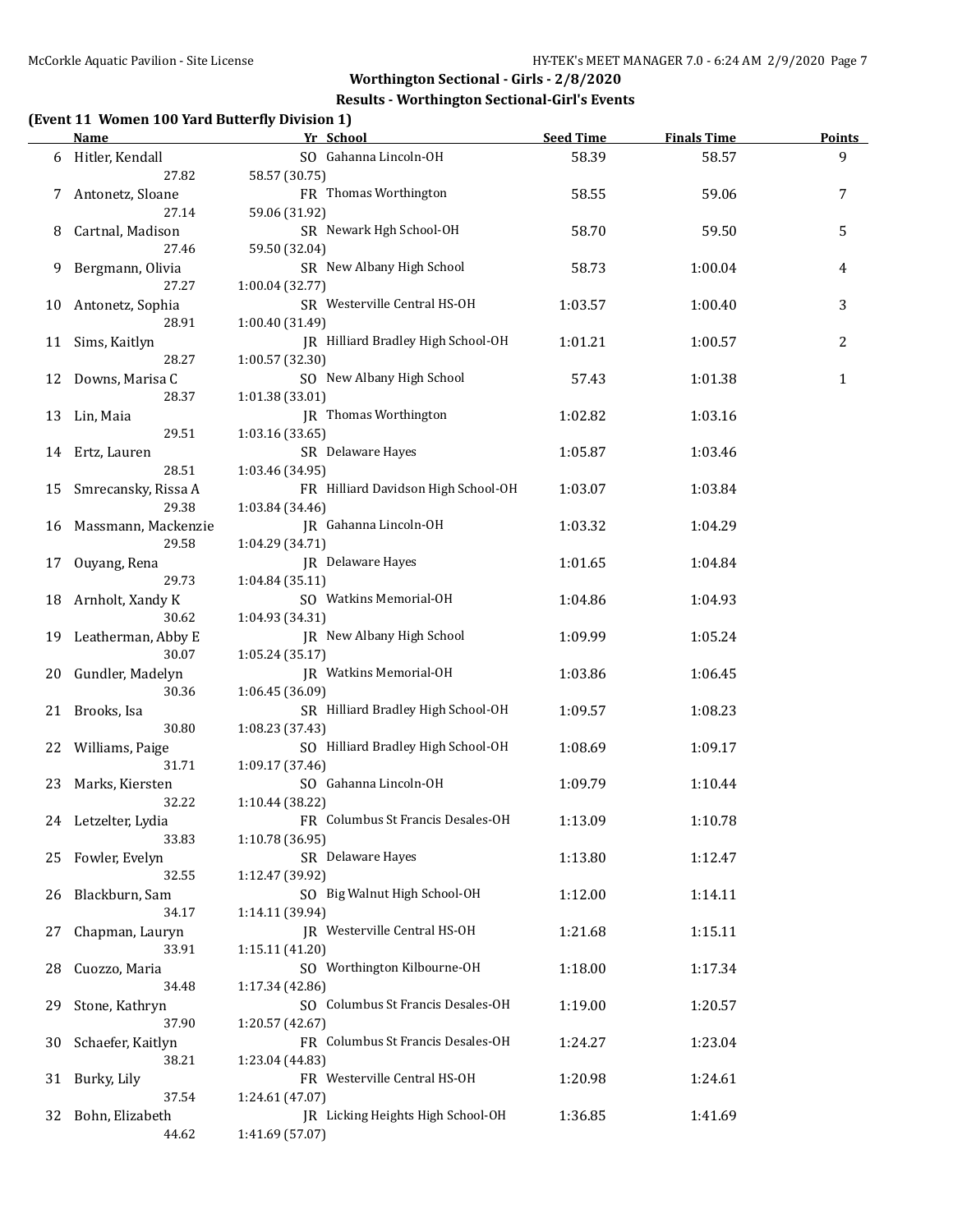## Worthington Sectional - Girls - 2/8/2020

### Results - Worthington Sectional-Girl's Events

**(Event 11 Women 100 Yard Butterfly Division 1)**

| | Name | Yr | School | Seed Time | Finals Time | Points |
|---|---|---|---|---|---|---|
| 6 | Hitler, Kendall | SO | Gahanna Lincoln-OH | 58.39 | 58.57 | 9 |
| | 27.82 | 58.57 (30.75) | | | | |
| 7 | Antonetz, Sloane | FR | Thomas Worthington | 58.55 | 59.06 | 7 |
| | 27.14 | 59.06 (31.92) | | | | |
| 8 | Cartnal, Madison | SR | Newark Hgh School-OH | 58.70 | 59.50 | 5 |
| | 27.46 | 59.50 (32.04) | | | | |
| 9 | Bergmann, Olivia | SR | New Albany High School | 58.73 | 1:00.04 | 4 |
| | 27.27 | 1:00.04 (32.77) | | | | |
| 10 | Antonetz, Sophia | SR | Westerville Central HS-OH | 1:03.57 | 1:00.40 | 3 |
| | 28.91 | 1:00.40 (31.49) | | | | |
| 11 | Sims, Kaitlyn | JR | Hilliard Bradley High School-OH | 1:01.21 | 1:00.57 | 2 |
| | 28.27 | 1:00.57 (32.30) | | | | |
| 12 | Downs, Marisa C | SO | New Albany High School | 57.43 | 1:01.38 | 1 |
| | 28.37 | 1:01.38 (33.01) | | | | |
| 13 | Lin, Maia | JR | Thomas Worthington | 1:02.82 | 1:03.16 | |
| | 29.51 | 1:03.16 (33.65) | | | | |
| 14 | Ertz, Lauren | SR | Delaware Hayes | 1:05.87 | 1:03.46 | |
| | 28.51 | 1:03.46 (34.95) | | | | |
| 15 | Smrecansky, Rissa A | FR | Hilliard Davidson High School-OH | 1:03.07 | 1:03.84 | |
| | 29.38 | 1:03.84 (34.46) | | | | |
| 16 | Massmann, Mackenzie | JR | Gahanna Lincoln-OH | 1:03.32 | 1:04.29 | |
| | 29.58 | 1:04.29 (34.71) | | | | |
| 17 | Ouyang, Rena | JR | Delaware Hayes | 1:01.65 | 1:04.84 | |
| | 29.73 | 1:04.84 (35.11) | | | | |
| 18 | Arnholt, Xandy K | SO | Watkins Memorial-OH | 1:04.86 | 1:04.93 | |
| | 30.62 | 1:04.93 (34.31) | | | | |
| 19 | Leatherman, Abby E | JR | New Albany High School | 1:09.99 | 1:05.24 | |
| | 30.07 | 1:05.24 (35.17) | | | | |
| 20 | Gundler, Madelyn | JR | Watkins Memorial-OH | 1:03.86 | 1:06.45 | |
| | 30.36 | 1:06.45 (36.09) | | | | |
| 21 | Brooks, Isa | SR | Hilliard Bradley High School-OH | 1:09.57 | 1:08.23 | |
| | 30.80 | 1:08.23 (37.43) | | | | |
| 22 | Williams, Paige | SO | Hilliard Bradley High School-OH | 1:08.69 | 1:09.17 | |
| | 31.71 | 1:09.17 (37.46) | | | | |
| 23 | Marks, Kiersten | SO | Gahanna Lincoln-OH | 1:09.79 | 1:10.44 | |
| | 32.22 | 1:10.44 (38.22) | | | | |
| 24 | Letzelter, Lydia | FR | Columbus St Francis Desales-OH | 1:13.09 | 1:10.78 | |
| | 33.83 | 1:10.78 (36.95) | | | | |
| 25 | Fowler, Evelyn | SR | Delaware Hayes | 1:13.80 | 1:12.47 | |
| | 32.55 | 1:12.47 (39.92) | | | | |
| 26 | Blackburn, Sam | SO | Big Walnut High School-OH | 1:12.00 | 1:14.11 | |
| | 34.17 | 1:14.11 (39.94) | | | | |
| 27 | Chapman, Lauryn | JR | Westerville Central HS-OH | 1:21.68 | 1:15.11 | |
| | 33.91 | 1:15.11 (41.20) | | | | |
| 28 | Cuozzo, Maria | SO | Worthington Kilbourne-OH | 1:18.00 | 1:17.34 | |
| | 34.48 | 1:17.34 (42.86) | | | | |
| 29 | Stone, Kathryn | SO | Columbus St Francis Desales-OH | 1:19.00 | 1:20.57 | |
| | 37.90 | 1:20.57 (42.67) | | | | |
| 30 | Schaefer, Kaitlyn | FR | Columbus St Francis Desales-OH | 1:24.27 | 1:23.04 | |
| | 38.21 | 1:23.04 (44.83) | | | | |
| 31 | Burky, Lily | FR | Westerville Central HS-OH | 1:20.98 | 1:24.61 | |
| | 37.54 | 1:24.61 (47.07) | | | | |
| 32 | Bohn, Elizabeth | JR | Licking Heights High School-OH | 1:36.85 | 1:41.69 | |
| | 44.62 | 1:41.69 (57.07) | | | | |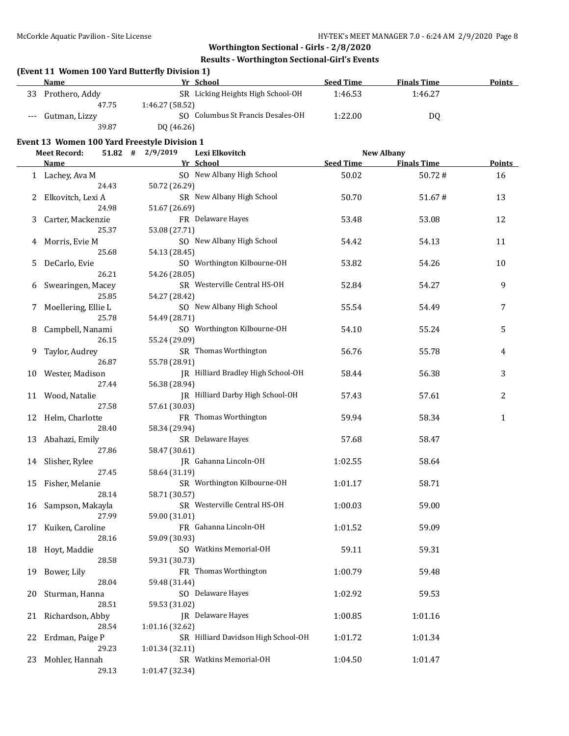## Worthington Sectional - Girls - 2/8/2020

### Results - Worthington Sectional-Girl's Events

**(Event 11 Women 100 Yard Butterfly Division 1)**

| | Name | Yr | School | Seed Time | Finals Time | Points |
|---|---|---|---|---|---|---|
| 33 | Prothero, Addy | SR | Licking Heights High School-OH | 1:46.53 | 1:46.27 | |
| | 47.75 | 1:46.27 (58.52) | | | | |
| --- | Gutman, Lizzy | SO | Columbus St Francis Desales-OH | 1:22.00 | DQ | |
| | 39.87 | DQ (46.26) | | | | |

**Event 13 Women 100 Yard Freestyle Division 1**

Meet Record: 51.82 # 2/9/2019 Lexi Elkovitch New Albany

| | Name | Yr | School | Seed Time | Finals Time | Points |
|---|---|---|---|---|---|---|
| 1 | Lachey, Ava M | SO | New Albany High School | 50.02 | 50.72 # | 16 |
| | 24.43 | 50.72 (26.29) | | | | |
| 2 | Elkovitch, Lexi A | SR | New Albany High School | 50.70 | 51.67 # | 13 |
| | 24.98 | 51.67 (26.69) | | | | |
| 3 | Carter, Mackenzie | FR | Delaware Hayes | 53.48 | 53.08 | 12 |
| | 25.37 | 53.08 (27.71) | | | | |
| 4 | Morris, Evie M | SO | New Albany High School | 54.42 | 54.13 | 11 |
| | 25.68 | 54.13 (28.45) | | | | |
| 5 | DeCarlo, Evie | SO | Worthington Kilbourne-OH | 53.82 | 54.26 | 10 |
| | 26.21 | 54.26 (28.05) | | | | |
| 6 | Swearingen, Macey | SR | Westerville Central HS-OH | 52.84 | 54.27 | 9 |
| | 25.85 | 54.27 (28.42) | | | | |
| 7 | Moellering, Ellie L | SO | New Albany High School | 55.54 | 54.49 | 7 |
| | 25.78 | 54.49 (28.71) | | | | |
| 8 | Campbell, Nanami | SO | Worthington Kilbourne-OH | 54.10 | 55.24 | 5 |
| | 26.15 | 55.24 (29.09) | | | | |
| 9 | Taylor, Audrey | SR | Thomas Worthington | 56.76 | 55.78 | 4 |
| | 26.87 | 55.78 (28.91) | | | | |
| 10 | Wester, Madison | JR | Hilliard Bradley High School-OH | 58.44 | 56.38 | 3 |
| | 27.44 | 56.38 (28.94) | | | | |
| 11 | Wood, Natalie | JR | Hilliard Darby High School-OH | 57.43 | 57.61 | 2 |
| | 27.58 | 57.61 (30.03) | | | | |
| 12 | Helm, Charlotte | FR | Thomas Worthington | 59.94 | 58.34 | 1 |
| | 28.40 | 58.34 (29.94) | | | | |
| 13 | Abahazi, Emily | SR | Delaware Hayes | 57.68 | 58.47 | |
| | 27.86 | 58.47 (30.61) | | | | |
| 14 | Slisher, Rylee | JR | Gahanna Lincoln-OH | 1:02.55 | 58.64 | |
| | 27.45 | 58.64 (31.19) | | | | |
| 15 | Fisher, Melanie | SR | Worthington Kilbourne-OH | 1:01.17 | 58.71 | |
| | 28.14 | 58.71 (30.57) | | | | |
| 16 | Sampson, Makayla | SR | Westerville Central HS-OH | 1:00.03 | 59.00 | |
| | 27.99 | 59.00 (31.01) | | | | |
| 17 | Kuiken, Caroline | FR | Gahanna Lincoln-OH | 1:01.52 | 59.09 | |
| | 28.16 | 59.09 (30.93) | | | | |
| 18 | Hoyt, Maddie | SO | Watkins Memorial-OH | 59.11 | 59.31 | |
| | 28.58 | 59.31 (30.73) | | | | |
| 19 | Bower, Lily | FR | Thomas Worthington | 1:00.79 | 59.48 | |
| | 28.04 | 59.48 (31.44) | | | | |
| 20 | Sturman, Hanna | SO | Delaware Hayes | 1:02.92 | 59.53 | |
| | 28.51 | 59.53 (31.02) | | | | |
| 21 | Richardson, Abby | JR | Delaware Hayes | 1:00.85 | 1:01.16 | |
| | 28.54 | 1:01.16 (32.62) | | | | |
| 22 | Erdman, Paige P | SR | Hilliard Davidson High School-OH | 1:01.72 | 1:01.34 | |
| | 29.23 | 1:01.34 (32.11) | | | | |
| 23 | Mohler, Hannah | SR | Watkins Memorial-OH | 1:04.50 | 1:01.47 | |
| | 29.13 | 1:01.47 (32.34) | | | | |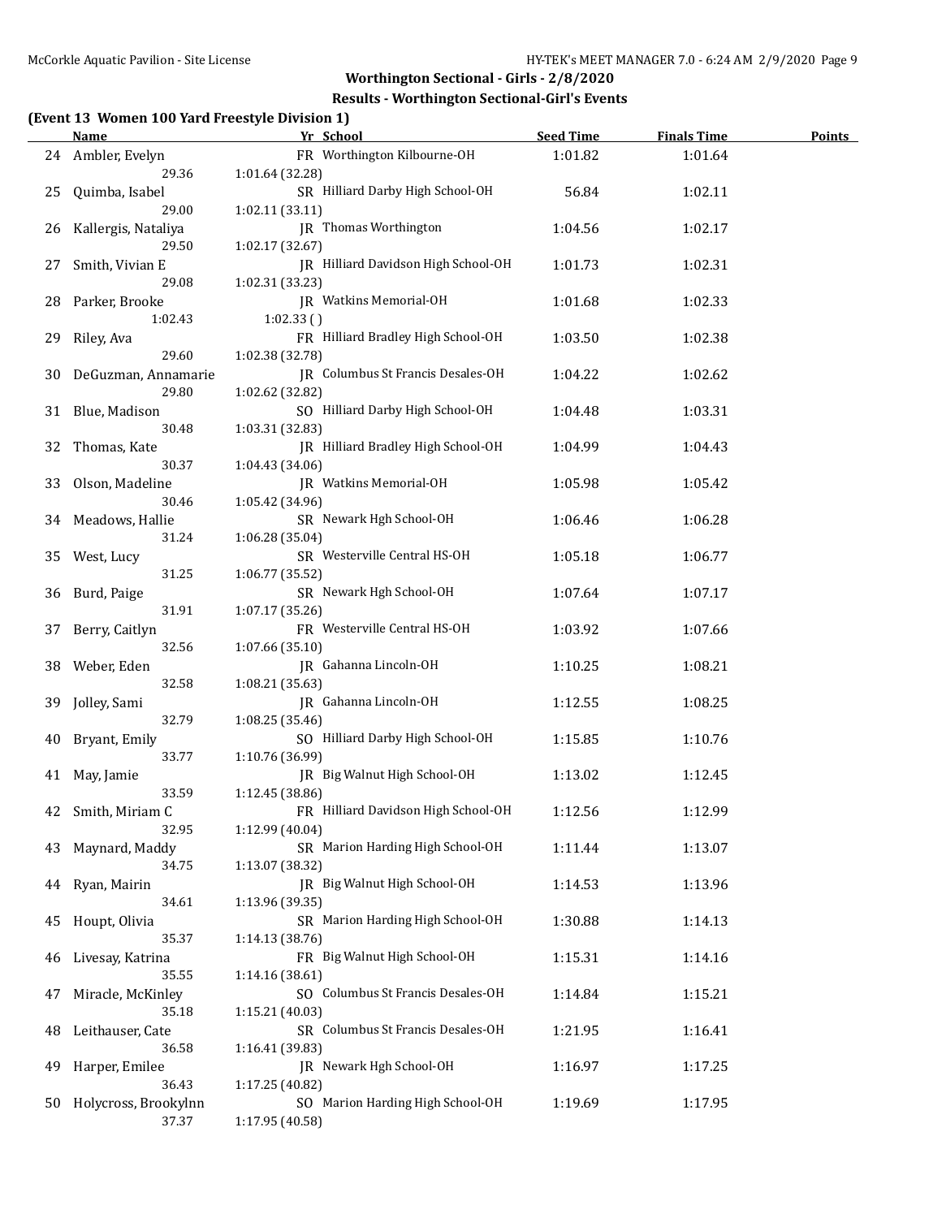## Worthington Sectional - Girls - 2/8/2020

### Results - Worthington Sectional-Girl's Events

**(Event 13 Women 100 Yard Freestyle Division 1)**

| | Name | Yr | School | Seed Time | Finals Time | Points |
|---|---|---|---|---|---|---|
| 24 | Ambler, Evelyn | FR | Worthington Kilbourne-OH | 1:01.82 | 1:01.64 | |
| | 29.36 | 1:01.64 (32.28) | | | | |
| 25 | Quimba, Isabel | SR | Hilliard Darby High School-OH | 56.84 | 1:02.11 | |
| | 29.00 | 1:02.11 (33.11) | | | | |
| 26 | Kallergis, Nataliya | JR | Thomas Worthington | 1:04.56 | 1:02.17 | |
| | 29.50 | 1:02.17 (32.67) | | | | |
| 27 | Smith, Vivian E | JR | Hilliard Davidson High School-OH | 1:01.73 | 1:02.31 | |
| | 29.08 | 1:02.31 (33.23) | | | | |
| 28 | Parker, Brooke | JR | Watkins Memorial-OH | 1:01.68 | 1:02.33 | |
| | 1:02.43 | 1:02.33 ( ) | | | | |
| 29 | Riley, Ava | FR | Hilliard Bradley High School-OH | 1:03.50 | 1:02.38 | |
| | 29.60 | 1:02.38 (32.78) | | | | |
| 30 | DeGuzman, Annamarie | JR | Columbus St Francis Desales-OH | 1:04.22 | 1:02.62 | |
| | 29.80 | 1:02.62 (32.82) | | | | |
| 31 | Blue, Madison | SO | Hilliard Darby High School-OH | 1:04.48 | 1:03.31 | |
| | 30.48 | 1:03.31 (32.83) | | | | |
| 32 | Thomas, Kate | JR | Hilliard Bradley High School-OH | 1:04.99 | 1:04.43 | |
| | 30.37 | 1:04.43 (34.06) | | | | |
| 33 | Olson, Madeline | JR | Watkins Memorial-OH | 1:05.98 | 1:05.42 | |
| | 30.46 | 1:05.42 (34.96) | | | | |
| 34 | Meadows, Hallie | SR | Newark Hgh School-OH | 1:06.46 | 1:06.28 | |
| | 31.24 | 1:06.28 (35.04) | | | | |
| 35 | West, Lucy | SR | Westerville Central HS-OH | 1:05.18 | 1:06.77 | |
| | 31.25 | 1:06.77 (35.52) | | | | |
| 36 | Burd, Paige | SR | Newark Hgh School-OH | 1:07.64 | 1:07.17 | |
| | 31.91 | 1:07.17 (35.26) | | | | |
| 37 | Berry, Caitlyn | FR | Westerville Central HS-OH | 1:03.92 | 1:07.66 | |
| | 32.56 | 1:07.66 (35.10) | | | | |
| 38 | Weber, Eden | JR | Gahanna Lincoln-OH | 1:10.25 | 1:08.21 | |
| | 32.58 | 1:08.21 (35.63) | | | | |
| 39 | Jolley, Sami | JR | Gahanna Lincoln-OH | 1:12.55 | 1:08.25 | |
| | 32.79 | 1:08.25 (35.46) | | | | |
| 40 | Bryant, Emily | SO | Hilliard Darby High School-OH | 1:15.85 | 1:10.76 | |
| | 33.77 | 1:10.76 (36.99) | | | | |
| 41 | May, Jamie | JR | Big Walnut High School-OH | 1:13.02 | 1:12.45 | |
| | 33.59 | 1:12.45 (38.86) | | | | |
| 42 | Smith, Miriam C | FR | Hilliard Davidson High School-OH | 1:12.56 | 1:12.99 | |
| | 32.95 | 1:12.99 (40.04) | | | | |
| 43 | Maynard, Maddy | SR | Marion Harding High School-OH | 1:11.44 | 1:13.07 | |
| | 34.75 | 1:13.07 (38.32) | | | | |
| 44 | Ryan, Mairin | JR | Big Walnut High School-OH | 1:14.53 | 1:13.96 | |
| | 34.61 | 1:13.96 (39.35) | | | | |
| 45 | Houpt, Olivia | SR | Marion Harding High School-OH | 1:30.88 | 1:14.13 | |
| | 35.37 | 1:14.13 (38.76) | | | | |
| 46 | Livesay, Katrina | FR | Big Walnut High School-OH | 1:15.31 | 1:14.16 | |
| | 35.55 | 1:14.16 (38.61) | | | | |
| 47 | Miracle, McKinley | SO | Columbus St Francis Desales-OH | 1:14.84 | 1:15.21 | |
| | 35.18 | 1:15.21 (40.03) | | | | |
| 48 | Leithauser, Cate | SR | Columbus St Francis Desales-OH | 1:21.95 | 1:16.41 | |
| | 36.58 | 1:16.41 (39.83) | | | | |
| 49 | Harper, Emilee | JR | Newark Hgh School-OH | 1:16.97 | 1:17.25 | |
| | 36.43 | 1:17.25 (40.82) | | | | |
| 50 | Holycross, Brookylnn | SO | Marion Harding High School-OH | 1:19.69 | 1:17.95 | |
| | 37.37 | 1:17.95 (40.58) | | | | |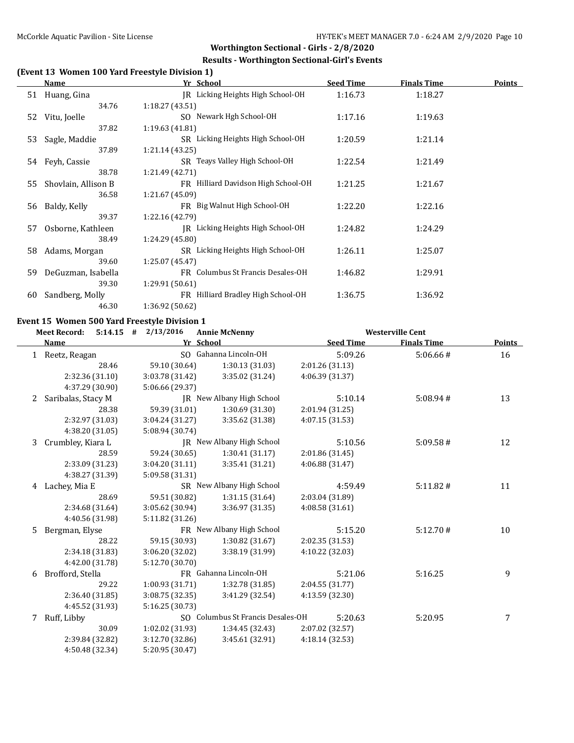## Worthington Sectional - Girls - 2/8/2020

### Results - Worthington Sectional-Girl's Events

### (Event 13 Women 100 Yard Freestyle Division 1)

| | Name | Yr | School | Seed Time | Finals Time | Points |
|---|---|---|---|---|---|---|
| 51 | Huang, Gina | JR | Licking Heights High School-OH | 1:16.73 | 1:18.27 | |
| | 34.76 | 1:18.27 (43.51) | | | | |
| 52 | Vitu, Joelle | SO | Newark Hgh School-OH | 1:17.16 | 1:19.63 | |
| | 37.82 | 1:19.63 (41.81) | | | | |
| 53 | Sagle, Maddie | SR | Licking Heights High School-OH | 1:20.59 | 1:21.14 | |
| | 37.89 | 1:21.14 (43.25) | | | | |
| 54 | Feyh, Cassie | SR | Teays Valley High School-OH | 1:22.54 | 1:21.49 | |
| | 38.78 | 1:21.49 (42.71) | | | | |
| 55 | Shovlain, Allison B | FR | Hilliard Davidson High School-OH | 1:21.25 | 1:21.67 | |
| | 36.58 | 1:21.67 (45.09) | | | | |
| 56 | Baldy, Kelly | FR | Big Walnut High School-OH | 1:22.20 | 1:22.16 | |
| | 39.37 | 1:22.16 (42.79) | | | | |
| 57 | Osborne, Kathleen | JR | Licking Heights High School-OH | 1:24.82 | 1:24.29 | |
| | 38.49 | 1:24.29 (45.80) | | | | |
| 58 | Adams, Morgan | SR | Licking Heights High School-OH | 1:26.11 | 1:25.07 | |
| | 39.60 | 1:25.07 (45.47) | | | | |
| 59 | DeGuzman, Isabella | FR | Columbus St Francis Desales-OH | 1:46.82 | 1:29.91 | |
| | 39.30 | 1:29.91 (50.61) | | | | |
| 60 | Sandberg, Molly | FR | Hilliard Bradley High School-OH | 1:36.75 | 1:36.92 | |
| | 46.30 | 1:36.92 (50.62) | | | | |

### Event 15 Women 500 Yard Freestyle Division 1

Meet Record: 5:14.15 # 2/13/2016 Annie McNenny Westerville Cent

| | Name | Yr | School | Seed Time | Finals Time | Points |
|---|---|---|---|---|---|---|
| 1 | Reetz, Reagan | SO | Gahanna Lincoln-OH | 5:09.26 | 5:06.66 # | 16 |
| | 28.46 | 59.10 (30.64) | 1:30.13 (31.03) | 2:01.26 (31.13) | | |
| | 2:32.36 (31.10) | 3:03.78 (31.42) | 3:35.02 (31.24) | 4:06.39 (31.37) | | |
| | 4:37.29 (30.90) | 5:06.66 (29.37) | | | | |
| 2 | Saribalas, Stacy M | JR | New Albany High School | 5:10.14 | 5:08.94 # | 13 |
| | 28.38 | 59.39 (31.01) | 1:30.69 (31.30) | 2:01.94 (31.25) | | |
| | 2:32.97 (31.03) | 3:04.24 (31.27) | 3:35.62 (31.38) | 4:07.15 (31.53) | | |
| | 4:38.20 (31.05) | 5:08.94 (30.74) | | | | |
| 3 | Crumbley, Kiara L | JR | New Albany High School | 5:10.56 | 5:09.58 # | 12 |
| | 28.59 | 59.24 (30.65) | 1:30.41 (31.17) | 2:01.86 (31.45) | | |
| | 2:33.09 (31.23) | 3:04.20 (31.11) | 3:35.41 (31.21) | 4:06.88 (31.47) | | |
| | 4:38.27 (31.39) | 5:09.58 (31.31) | | | | |
| 4 | Lachey, Mia E | SR | New Albany High School | 4:59.49 | 5:11.82 # | 11 |
| | 28.69 | 59.51 (30.82) | 1:31.15 (31.64) | 2:03.04 (31.89) | | |
| | 2:34.68 (31.64) | 3:05.62 (30.94) | 3:36.97 (31.35) | 4:08.58 (31.61) | | |
| | 4:40.56 (31.98) | 5:11.82 (31.26) | | | | |
| 5 | Bergman, Elyse | FR | New Albany High School | 5:15.20 | 5:12.70 # | 10 |
| | 28.22 | 59.15 (30.93) | 1:30.82 (31.67) | 2:02.35 (31.53) | | |
| | 2:34.18 (31.83) | 3:06.20 (32.02) | 3:38.19 (31.99) | 4:10.22 (32.03) | | |
| | 4:42.00 (31.78) | 5:12.70 (30.70) | | | | |
| 6 | Brofford, Stella | FR | Gahanna Lincoln-OH | 5:21.06 | 5:16.25 | 9 |
| | 29.22 | 1:00.93 (31.71) | 1:32.78 (31.85) | 2:04.55 (31.77) | | |
| | 2:36.40 (31.85) | 3:08.75 (32.35) | 3:41.29 (32.54) | 4:13.59 (32.30) | | |
| | 4:45.52 (31.93) | 5:16.25 (30.73) | | | | |
| 7 | Ruff, Libby | SO | Columbus St Francis Desales-OH | 5:20.63 | 5:20.95 | 7 |
| | 30.09 | 1:02.02 (31.93) | 1:34.45 (32.43) | 2:07.02 (32.57) | | |
| | 2:39.84 (32.82) | 3:12.70 (32.86) | 3:45.61 (32.91) | 4:18.14 (32.53) | | |
| | 4:50.48 (32.34) | 5:20.95 (30.47) | | | | |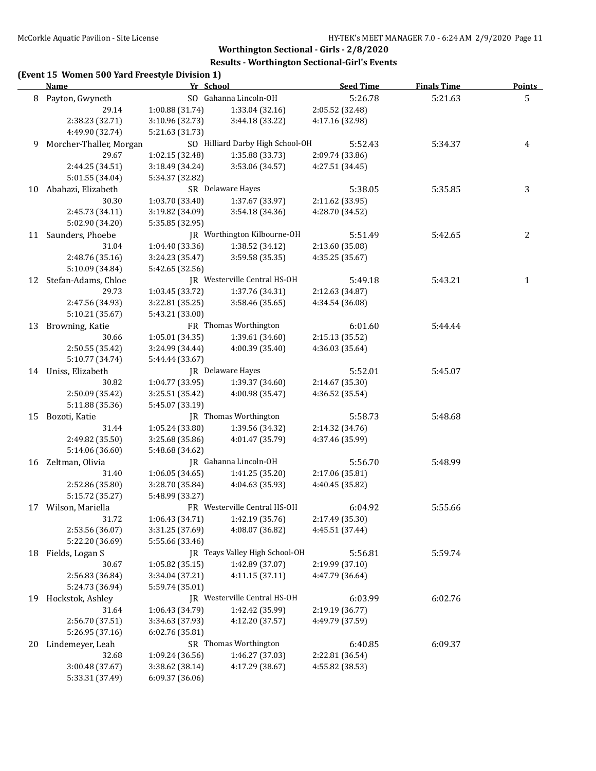## Worthington Sectional - Girls - 2/8/2020

### Results - Worthington Sectional-Girl's Events

**(Event 15 Women 500 Yard Freestyle Division 1)**

| | Name | Yr | School | Seed Time | Finals Time | Points |
|---|---|---|---|---|---|---|
| 8 | Payton, Gwyneth | SO | Gahanna Lincoln-OH | 5:26.78 | 5:21.63 | 5 |
| | 29.14 | 1:00.88 (31.74) | 1:33.04 (32.16) | 2:05.52 (32.48) | | |
| | 2:38.23 (32.71) | 3:10.96 (32.73) | 3:44.18 (33.22) | 4:17.16 (32.98) | | |
| | 4:49.90 (32.74) | 5:21.63 (31.73) | | | | |
| 9 | Morcher-Thaller, Morgan | SO | Hilliard Darby High School-OH | 5:52.43 | 5:34.37 | 4 |
| | 29.67 | 1:02.15 (32.48) | 1:35.88 (33.73) | 2:09.74 (33.86) | | |
| | 2:44.25 (34.51) | 3:18.49 (34.24) | 3:53.06 (34.57) | 4:27.51 (34.45) | | |
| | 5:01.55 (34.04) | 5:34.37 (32.82) | | | | |
| 10 | Abahazi, Elizabeth | SR | Delaware Hayes | 5:38.05 | 5:35.85 | 3 |
| | 30.30 | 1:03.70 (33.40) | 1:37.67 (33.97) | 2:11.62 (33.95) | | |
| | 2:45.73 (34.11) | 3:19.82 (34.09) | 3:54.18 (34.36) | 4:28.70 (34.52) | | |
| | 5:02.90 (34.20) | 5:35.85 (32.95) | | | | |
| 11 | Saunders, Phoebe | JR | Worthington Kilbourne-OH | 5:51.49 | 5:42.65 | 2 |
| | 31.04 | 1:04.40 (33.36) | 1:38.52 (34.12) | 2:13.60 (35.08) | | |
| | 2:48.76 (35.16) | 3:24.23 (35.47) | 3:59.58 (35.35) | 4:35.25 (35.67) | | |
| | 5:10.09 (34.84) | 5:42.65 (32.56) | | | | |
| 12 | Stefan-Adams, Chloe | JR | Westerville Central HS-OH | 5:49.18 | 5:43.21 | 1 |
| | 29.73 | 1:03.45 (33.72) | 1:37.76 (34.31) | 2:12.63 (34.87) | | |
| | 2:47.56 (34.93) | 3:22.81 (35.25) | 3:58.46 (35.65) | 4:34.54 (36.08) | | |
| | 5:10.21 (35.67) | 5:43.21 (33.00) | | | | |
| 13 | Browning, Katie | FR | Thomas Worthington | 6:01.60 | 5:44.44 | |
| | 30.66 | 1:05.01 (34.35) | 1:39.61 (34.60) | 2:15.13 (35.52) | | |
| | 2:50.55 (35.42) | 3:24.99 (34.44) | 4:00.39 (35.40) | 4:36.03 (35.64) | | |
| | 5:10.77 (34.74) | 5:44.44 (33.67) | | | | |
| 14 | Uniss, Elizabeth | JR | Delaware Hayes | 5:52.01 | 5:45.07 | |
| | 30.82 | 1:04.77 (33.95) | 1:39.37 (34.60) | 2:14.67 (35.30) | | |
| | 2:50.09 (35.42) | 3:25.51 (35.42) | 4:00.98 (35.47) | 4:36.52 (35.54) | | |
| | 5:11.88 (35.36) | 5:45.07 (33.19) | | | | |
| 15 | Bozoti, Katie | JR | Thomas Worthington | 5:58.73 | 5:48.68 | |
| | 31.44 | 1:05.24 (33.80) | 1:39.56 (34.32) | 2:14.32 (34.76) | | |
| | 2:49.82 (35.50) | 3:25.68 (35.86) | 4:01.47 (35.79) | 4:37.46 (35.99) | | |
| | 5:14.06 (36.60) | 5:48.68 (34.62) | | | | |
| 16 | Zeltman, Olivia | JR | Gahanna Lincoln-OH | 5:56.70 | 5:48.99 | |
| | 31.40 | 1:06.05 (34.65) | 1:41.25 (35.20) | 2:17.06 (35.81) | | |
| | 2:52.86 (35.80) | 3:28.70 (35.84) | 4:04.63 (35.93) | 4:40.45 (35.82) | | |
| | 5:15.72 (35.27) | 5:48.99 (33.27) | | | | |
| 17 | Wilson, Mariella | FR | Westerville Central HS-OH | 6:04.92 | 5:55.66 | |
| | 31.72 | 1:06.43 (34.71) | 1:42.19 (35.76) | 2:17.49 (35.30) | | |
| | 2:53.56 (36.07) | 3:31.25 (37.69) | 4:08.07 (36.82) | 4:45.51 (37.44) | | |
| | 5:22.20 (36.69) | 5:55.66 (33.46) | | | | |
| 18 | Fields, Logan S | JR | Teays Valley High School-OH | 5:56.81 | 5:59.74 | |
| | 30.67 | 1:05.82 (35.15) | 1:42.89 (37.07) | 2:19.99 (37.10) | | |
| | 2:56.83 (36.84) | 3:34.04 (37.21) | 4:11.15 (37.11) | 4:47.79 (36.64) | | |
| | 5:24.73 (36.94) | 5:59.74 (35.01) | | | | |
| 19 | Hockstok, Ashley | JR | Westerville Central HS-OH | 6:03.99 | 6:02.76 | |
| | 31.64 | 1:06.43 (34.79) | 1:42.42 (35.99) | 2:19.19 (36.77) | | |
| | 2:56.70 (37.51) | 3:34.63 (37.93) | 4:12.20 (37.57) | 4:49.79 (37.59) | | |
| | 5:26.95 (37.16) | 6:02.76 (35.81) | | | | |
| 20 | Lindemeyer, Leah | SR | Thomas Worthington | 6:40.85 | 6:09.37 | |
| | 32.68 | 1:09.24 (36.56) | 1:46.27 (37.03) | 2:22.81 (36.54) | | |
| | 3:00.48 (37.67) | 3:38.62 (38.14) | 4:17.29 (38.67) | 4:55.82 (38.53) | | |
| | 5:33.31 (37.49) | 6:09.37 (36.06) | | | | |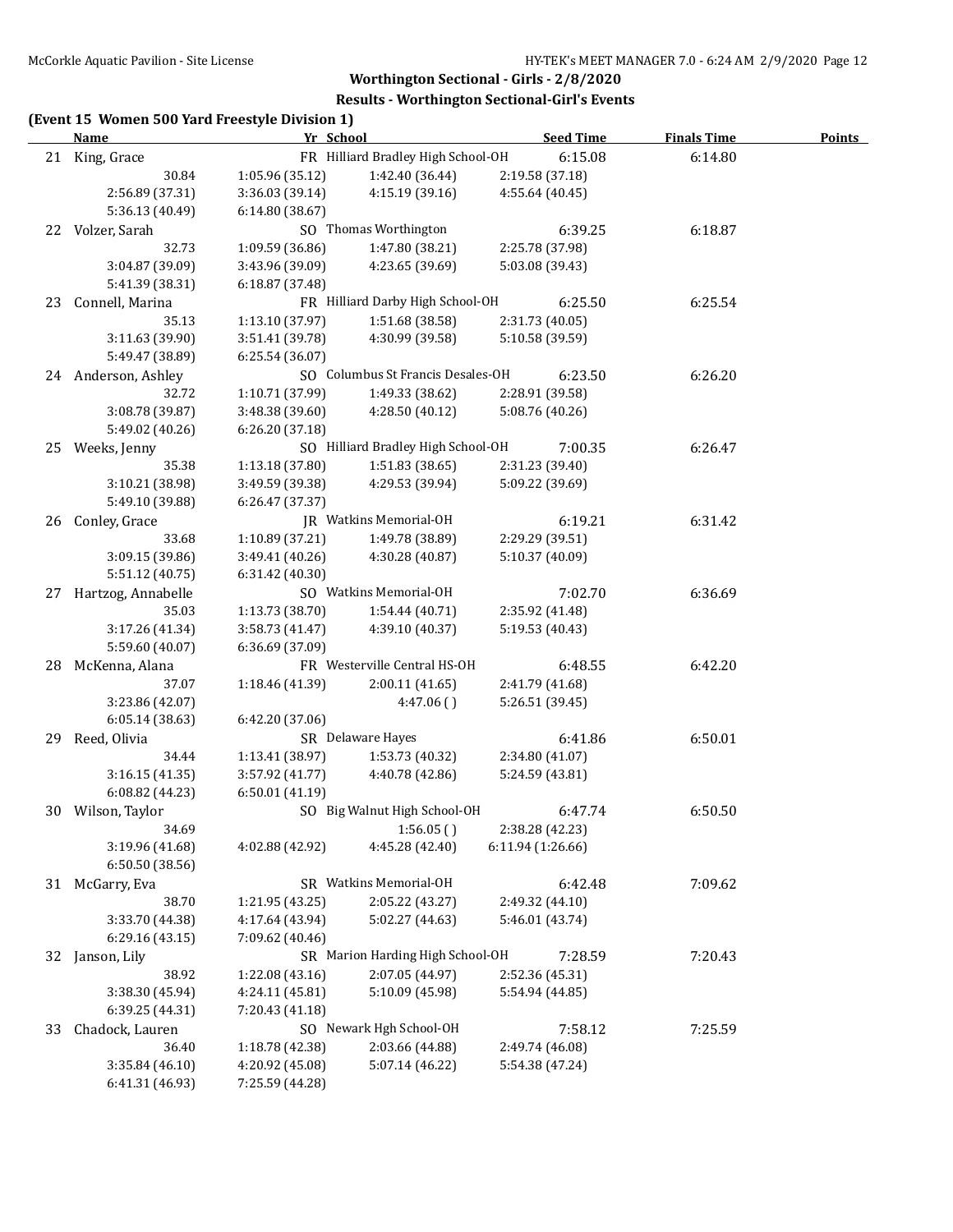## Worthington Sectional - Girls - 2/8/2020

### Results - Worthington Sectional-Girl's Events

**(Event 15 Women 500 Yard Freestyle Division 1)**

| | Name | Yr | School | Seed Time | Finals Time | Points |
|---|---|---|---|---|---|---|
| 21 | King, Grace | FR | Hilliard Bradley High School-OH | 6:15.08 | 6:14.80 | |
| | 30.84 | 1:05.96 (35.12) | 1:42.40 (36.44) | 2:19.58 (37.18) | | |
| | 2:56.89 (37.31) | 3:36.03 (39.14) | 4:15.19 (39.16) | 4:55.64 (40.45) | | |
| | 5:36.13 (40.49) | 6:14.80 (38.67) | | | | |
| 22 | Volzer, Sarah | SO | Thomas Worthington | 6:39.25 | 6:18.87 | |
| | 32.73 | 1:09.59 (36.86) | 1:47.80 (38.21) | 2:25.78 (37.98) | | |
| | 3:04.87 (39.09) | 3:43.96 (39.09) | 4:23.65 (39.69) | 5:03.08 (39.43) | | |
| | 5:41.39 (38.31) | 6:18.87 (37.48) | | | | |
| 23 | Connell, Marina | FR | Hilliard Darby High School-OH | 6:25.50 | 6:25.54 | |
| | 35.13 | 1:13.10 (37.97) | 1:51.68 (38.58) | 2:31.73 (40.05) | | |
| | 3:11.63 (39.90) | 3:51.41 (39.78) | 4:30.99 (39.58) | 5:10.58 (39.59) | | |
| | 5:49.47 (38.89) | 6:25.54 (36.07) | | | | |
| 24 | Anderson, Ashley | SO | Columbus St Francis Desales-OH | 6:23.50 | 6:26.20 | |
| | 32.72 | 1:10.71 (37.99) | 1:49.33 (38.62) | 2:28.91 (39.58) | | |
| | 3:08.78 (39.87) | 3:48.38 (39.60) | 4:28.50 (40.12) | 5:08.76 (40.26) | | |
| | 5:49.02 (40.26) | 6:26.20 (37.18) | | | | |
| 25 | Weeks, Jenny | SO | Hilliard Bradley High School-OH | 7:00.35 | 6:26.47 | |
| | 35.38 | 1:13.18 (37.80) | 1:51.83 (38.65) | 2:31.23 (39.40) | | |
| | 3:10.21 (38.98) | 3:49.59 (39.38) | 4:29.53 (39.94) | 5:09.22 (39.69) | | |
| | 5:49.10 (39.88) | 6:26.47 (37.37) | | | | |
| 26 | Conley, Grace | JR | Watkins Memorial-OH | 6:19.21 | 6:31.42 | |
| | 33.68 | 1:10.89 (37.21) | 1:49.78 (38.89) | 2:29.29 (39.51) | | |
| | 3:09.15 (39.86) | 3:49.41 (40.26) | 4:30.28 (40.87) | 5:10.37 (40.09) | | |
| | 5:51.12 (40.75) | 6:31.42 (40.30) | | | | |
| 27 | Hartzog, Annabelle | SO | Watkins Memorial-OH | 7:02.70 | 6:36.69 | |
| | 35.03 | 1:13.73 (38.70) | 1:54.44 (40.71) | 2:35.92 (41.48) | | |
| | 3:17.26 (41.34) | 3:58.73 (41.47) | 4:39.10 (40.37) | 5:19.53 (40.43) | | |
| | 5:59.60 (40.07) | 6:36.69 (37.09) | | | | |
| 28 | McKenna, Alana | FR | Westerville Central HS-OH | 6:48.55 | 6:42.20 | |
| | 37.07 | 1:18.46 (41.39) | 2:00.11 (41.65) | 2:41.79 (41.68) | | |
| | 3:23.86 (42.07) | | 4:47.06 ( ) | 5:26.51 (39.45) | | |
| | 6:05.14 (38.63) | 6:42.20 (37.06) | | | | |
| 29 | Reed, Olivia | SR | Delaware Hayes | 6:41.86 | 6:50.01 | |
| | 34.44 | 1:13.41 (38.97) | 1:53.73 (40.32) | 2:34.80 (41.07) | | |
| | 3:16.15 (41.35) | 3:57.92 (41.77) | 4:40.78 (42.86) | 5:24.59 (43.81) | | |
| | 6:08.82 (44.23) | 6:50.01 (41.19) | | | | |
| 30 | Wilson, Taylor | SO | Big Walnut High School-OH | 6:47.74 | 6:50.50 | |
| | 34.69 | | 1:56.05 ( ) | 2:38.28 (42.23) | | |
| | 3:19.96 (41.68) | 4:02.88 (42.92) | 4:45.28 (42.40) | 6:11.94 (1:26.66) | | |
| | 6:50.50 (38.56) | | | | | |
| 31 | McGarry, Eva | SR | Watkins Memorial-OH | 6:42.48 | 7:09.62 | |
| | 38.70 | 1:21.95 (43.25) | 2:05.22 (43.27) | 2:49.32 (44.10) | | |
| | 3:33.70 (44.38) | 4:17.64 (43.94) | 5:02.27 (44.63) | 5:46.01 (43.74) | | |
| | 6:29.16 (43.15) | 7:09.62 (40.46) | | | | |
| 32 | Janson, Lily | SR | Marion Harding High School-OH | 7:28.59 | 7:20.43 | |
| | 38.92 | 1:22.08 (43.16) | 2:07.05 (44.97) | 2:52.36 (45.31) | | |
| | 3:38.30 (45.94) | 4:24.11 (45.81) | 5:10.09 (45.98) | 5:54.94 (44.85) | | |
| | 6:39.25 (44.31) | 7:20.43 (41.18) | | | | |
| 33 | Chadock, Lauren | SO | Newark Hgh School-OH | 7:58.12 | 7:25.59 | |
| | 36.40 | 1:18.78 (42.38) | 2:03.66 (44.88) | 2:49.74 (46.08) | | |
| | 3:35.84 (46.10) | 4:20.92 (45.08) | 5:07.14 (46.22) | 5:54.38 (47.24) | | |
| | 6:41.31 (46.93) | 7:25.59 (44.28) | | | | |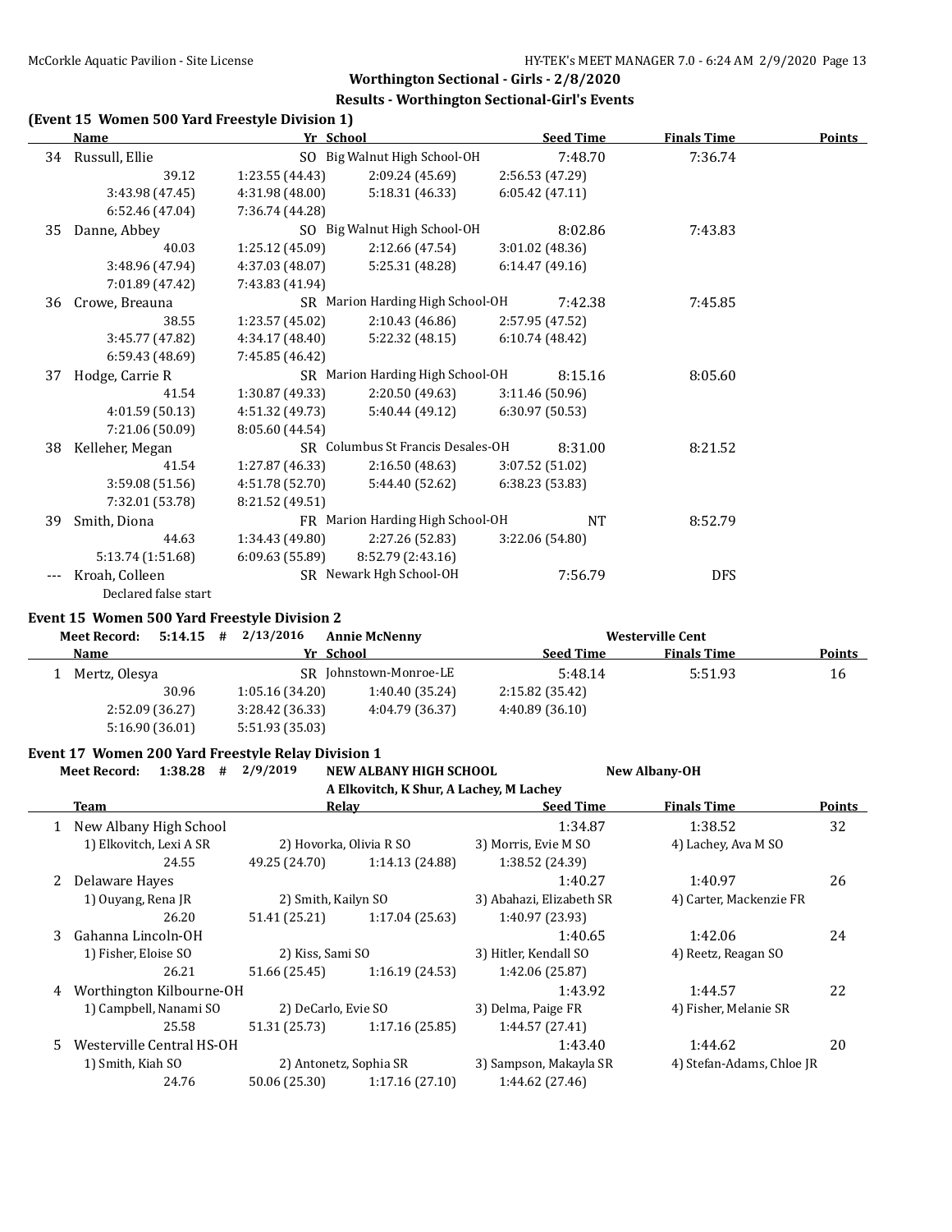## Worthington Sectional - Girls - 2/8/2020

### Results - Worthington Sectional-Girl's Events

### (Event 15 Women 500 Yard Freestyle Division 1)

| | Name | Yr | School | Seed Time | Finals Time | Points |
|---|---|---|---|---|---|---|
| 34 | Russull, Ellie | SO | Big Walnut High School-OH | 7:48.70 | 7:36.74 | |
| | 39.12 | 1:23.55 (44.43) | 2:09.24 (45.69) | 2:56.53 (47.29) | | |
| | 3:43.98 (47.45) | 4:31.98 (48.00) | 5:18.31 (46.33) | 6:05.42 (47.11) | | |
| | 6:52.46 (47.04) | 7:36.74 (44.28) | | | | |
| 35 | Danne, Abbey | SO | Big Walnut High School-OH | 8:02.86 | 7:43.83 | |
| | 40.03 | 1:25.12 (45.09) | 2:12.66 (47.54) | 3:01.02 (48.36) | | |
| | 3:48.96 (47.94) | 4:37.03 (48.07) | 5:25.31 (48.28) | 6:14.47 (49.16) | | |
| | 7:01.89 (47.42) | 7:43.83 (41.94) | | | | |
| 36 | Crowe, Breauna | SR | Marion Harding High School-OH | 7:42.38 | 7:45.85 | |
| | 38.55 | 1:23.57 (45.02) | 2:10.43 (46.86) | 2:57.95 (47.52) | | |
| | 3:45.77 (47.82) | 4:34.17 (48.40) | 5:22.32 (48.15) | 6:10.74 (48.42) | | |
| | 6:59.43 (48.69) | 7:45.85 (46.42) | | | | |
| 37 | Hodge, Carrie R | SR | Marion Harding High School-OH | 8:15.16 | 8:05.60 | |
| | 41.54 | 1:30.87 (49.33) | 2:20.50 (49.63) | 3:11.46 (50.96) | | |
| | 4:01.59 (50.13) | 4:51.32 (49.73) | 5:40.44 (49.12) | 6:30.97 (50.53) | | |
| | 7:21.06 (50.09) | 8:05.60 (44.54) | | | | |
| 38 | Kelleher, Megan | SR | Columbus St Francis Desales-OH | 8:31.00 | 8:21.52 | |
| | 41.54 | 1:27.87 (46.33) | 2:16.50 (48.63) | 3:07.52 (51.02) | | |
| | 3:59.08 (51.56) | 4:51.78 (52.70) | 5:44.40 (52.62) | 6:38.23 (53.83) | | |
| | 7:32.01 (53.78) | 8:21.52 (49.51) | | | | |
| 39 | Smith, Diona | FR | Marion Harding High School-OH | NT | 8:52.79 | |
| | 44.63 | 1:34.43 (49.80) | 2:27.26 (52.83) | 3:22.06 (54.80) | | |
| | 5:13.74 (1:51.68) | 6:09.63 (55.89) | 8:52.79 (2:43.16) | | | |
| --- | Kroah, Colleen | SR | Newark Hgh School-OH | 7:56.79 | DFS | |
| | Declared false start | | | | | |

### Event 15 Women 500 Yard Freestyle Division 2

Meet Record: 5:14.15 # 2/13/2016 Annie McNenny Westerville Cent

| | Name | Yr | School | Seed Time | Finals Time | Points |
|---|---|---|---|---|---|---|
| 1 | Mertz, Olesya | SR | Johnstown-Monroe-LE | 5:48.14 | 5:51.93 | 16 |
| | 30.96 | 1:05.16 (34.20) | 1:40.40 (35.24) | 2:15.82 (35.42) | | |
| | 2:52.09 (36.27) | 3:28.42 (36.33) | 4:04.79 (36.37) | 4:40.89 (36.10) | | |
| | 5:16.90 (36.01) | 5:51.93 (35.03) | | | | |

### Event 17 Women 200 Yard Freestyle Relay Division 1

Meet Record: 1:38.28 # 2/9/2019 NEW ALBANY HIGH SCHOOL New Albany-OH
A Elkovitch, K Shur, A Lachey, M Lachey

| | Team | Relay | | Seed Time | Finals Time | Points |
|---|---|---|---|---|---|---|
| 1 | New Albany High School | | | 1:34.87 | 1:38.52 | 32 |
| | 1) Elkovitch, Lexi A SR | 2) Hovorka, Olivia R SO | | 3) Morris, Evie M SO | 4) Lachey, Ava M SO | |
| | 24.55 | 49.25 (24.70) | 1:14.13 (24.88) | 1:38.52 (24.39) | | |
| 2 | Delaware Hayes | | | 1:40.27 | 1:40.97 | 26 |
| | 1) Ouyang, Rena JR | 2) Smith, Kailyn SO | | 3) Abahazi, Elizabeth SR | 4) Carter, Mackenzie FR | |
| | 26.20 | 51.41 (25.21) | 1:17.04 (25.63) | 1:40.97 (23.93) | | |
| 3 | Gahanna Lincoln-OH | | | 1:40.65 | 1:42.06 | 24 |
| | 1) Fisher, Eloise SO | 2) Kiss, Sami SO | | 3) Hitler, Kendall SO | 4) Reetz, Reagan SO | |
| | 26.21 | 51.66 (25.45) | 1:16.19 (24.53) | 1:42.06 (25.87) | | |
| 4 | Worthington Kilbourne-OH | | | 1:43.92 | 1:44.57 | 22 |
| | 1) Campbell, Nanami SO | 2) DeCarlo, Evie SO | | 3) Delma, Paige FR | 4) Fisher, Melanie SR | |
| | 25.58 | 51.31 (25.73) | 1:17.16 (25.85) | 1:44.57 (27.41) | | |
| 5 | Westerville Central HS-OH | | | 1:43.40 | 1:44.62 | 20 |
| | 1) Smith, Kiah SO | 2) Antonetz, Sophia SR | | 3) Sampson, Makayla SR | 4) Stefan-Adams, Chloe JR | |
| | 24.76 | 50.06 (25.30) | 1:17.16 (27.10) | 1:44.62 (27.46) | | |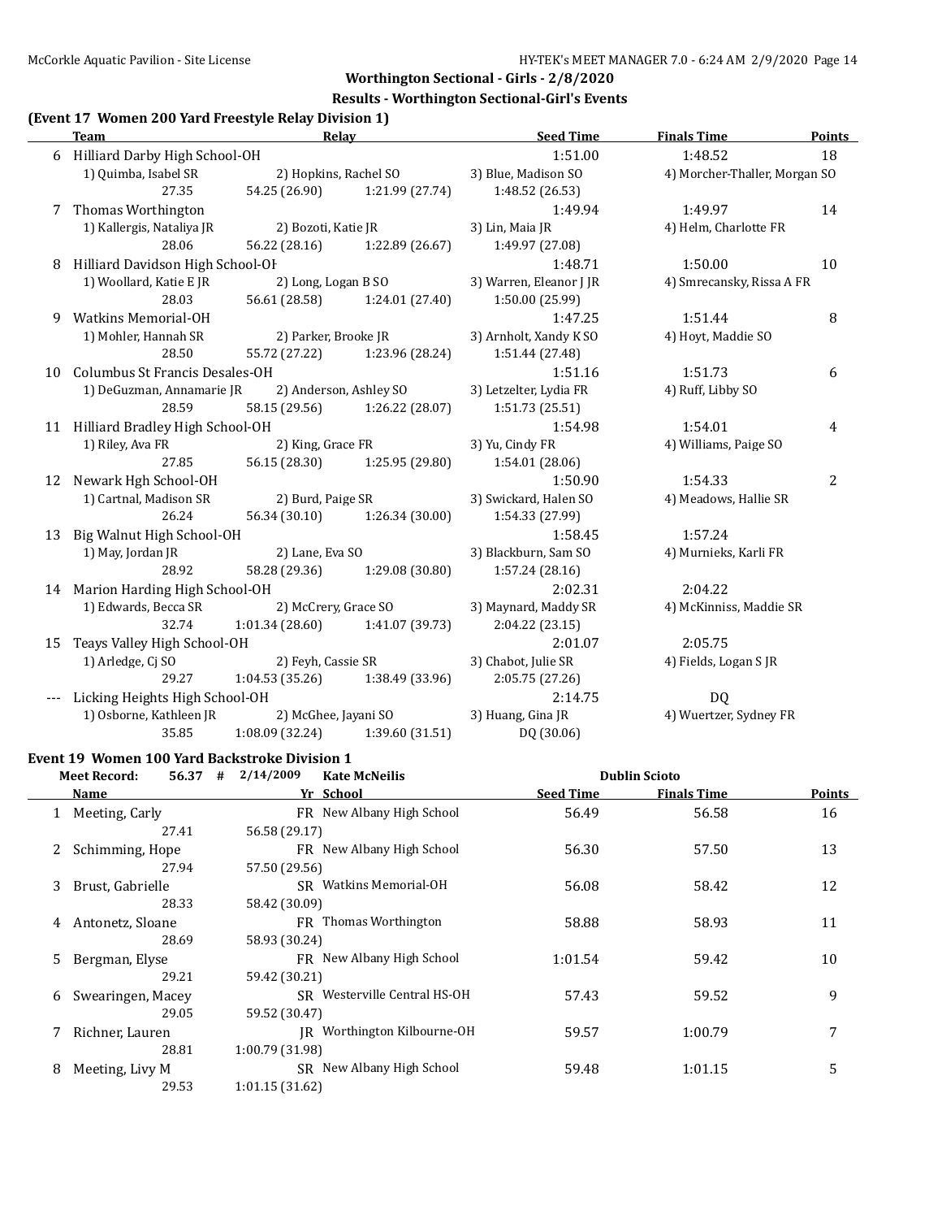## Worthington Sectional - Girls - 2/8/2020

### Results - Worthington Sectional-Girl's Events

#### (Event 17 Women 200 Yard Freestyle Relay Division 1)

| | Team | Relay | | Seed Time | Finals Time | Points |
|---|---|---|---|---|---|---|
| 6 | Hilliard Darby High School-OH | | | 1:51.00 | 1:48.52 | 18 |
| | 1) Quimba, Isabel SR | 2) Hopkins, Rachel SO | | 3) Blue, Madison SO | 4) Morcher-Thaller, Morgan SO | |
| | 27.35 | 54.25 (26.90) | 1:21.99 (27.74) | 1:48.52 (26.53) | | |
| 7 | Thomas Worthington | | | 1:49.94 | 1:49.97 | 14 |
| | 1) Kallergis, Nataliya JR | 2) Bozoti, Katie JR | | 3) Lin, Maia JR | 4) Helm, Charlotte FR | |
| | 28.06 | 56.22 (28.16) | 1:22.89 (26.67) | 1:49.97 (27.08) | | |
| 8 | Hilliard Davidson High School-OH | | | 1:48.71 | 1:50.00 | 10 |
| | 1) Woollard, Katie E JR | 2) Long, Logan B SO | | 3) Warren, Eleanor J JR | 4) Smrecansky, Rissa A FR | |
| | 28.03 | 56.61 (28.58) | 1:24.01 (27.40) | 1:50.00 (25.99) | | |
| 9 | Watkins Memorial-OH | | | 1:47.25 | 1:51.44 | 8 |
| | 1) Mohler, Hannah SR | 2) Parker, Brooke JR | | 3) Arnholt, Xandy K SO | 4) Hoyt, Maddie SO | |
| | 28.50 | 55.72 (27.22) | 1:23.96 (28.24) | 1:51.44 (27.48) | | |
| 10 | Columbus St Francis Desales-OH | | | 1:51.16 | 1:51.73 | 6 |
| | 1) DeGuzman, Annamarie JR | 2) Anderson, Ashley SO | | 3) Letzelter, Lydia FR | 4) Ruff, Libby SO | |
| | 28.59 | 58.15 (29.56) | 1:26.22 (28.07) | 1:51.73 (25.51) | | |
| 11 | Hilliard Bradley High School-OH | | | 1:54.98 | 1:54.01 | 4 |
| | 1) Riley, Ava FR | 2) King, Grace FR | | 3) Yu, Cindy FR | 4) Williams, Paige SO | |
| | 27.85 | 56.15 (28.30) | 1:25.95 (29.80) | 1:54.01 (28.06) | | |
| 12 | Newark Hgh School-OH | | | 1:50.90 | 1:54.33 | 2 |
| | 1) Cartnal, Madison SR | 2) Burd, Paige SR | | 3) Swickard, Halen SO | 4) Meadows, Hallie SR | |
| | 26.24 | 56.34 (30.10) | 1:26.34 (30.00) | 1:54.33 (27.99) | | |
| 13 | Big Walnut High School-OH | | | 1:58.45 | 1:57.24 | |
| | 1) May, Jordan JR | 2) Lane, Eva SO | | 3) Blackburn, Sam SO | 4) Murnieks, Karli FR | |
| | 28.92 | 58.28 (29.36) | 1:29.08 (30.80) | 1:57.24 (28.16) | | |
| 14 | Marion Harding High School-OH | | | 2:02.31 | 2:04.22 | |
| | 1) Edwards, Becca SR | 2) McCrery, Grace SO | | 3) Maynard, Maddy SR | 4) McKinniss, Maddie SR | |
| | 32.74 | 1:01.34 (28.60) | 1:41.07 (39.73) | 2:04.22 (23.15) | | |
| 15 | Teays Valley High School-OH | | | 2:01.07 | 2:05.75 | |
| | 1) Arledge, Cj SO | 2) Feyh, Cassie SR | | 3) Chabot, Julie SR | 4) Fields, Logan S JR | |
| | 29.27 | 1:04.53 (35.26) | 1:38.49 (33.96) | 2:05.75 (27.26) | | |
| --- | Licking Heights High School-OH | | | 2:14.75 | DQ | |
| | 1) Osborne, Kathleen JR | 2) McGhee, Jayani SO | | 3) Huang, Gina JR | 4) Wuertzer, Sydney FR | |
| | 35.85 | 1:08.09 (32.24) | 1:39.60 (31.51) | DQ (30.06) | | |

#### Event 19 Women 100 Yard Backstroke Division 1

Meet Record: 56.37 # 2/14/2009 Kate McNeilis Dublin Scioto

| | Name | Yr | School | Seed Time | Finals Time | Points |
|---|---|---|---|---|---|---|
| 1 | Meeting, Carly | FR | New Albany High School | 56.49 | 56.58 | 16 |
| | 27.41 | 56.58 (29.17) | | | | |
| 2 | Schimming, Hope | FR | New Albany High School | 56.30 | 57.50 | 13 |
| | 27.94 | 57.50 (29.56) | | | | |
| 3 | Brust, Gabrielle | SR | Watkins Memorial-OH | 56.08 | 58.42 | 12 |
| | 28.33 | 58.42 (30.09) | | | | |
| 4 | Antonetz, Sloane | FR | Thomas Worthington | 58.88 | 58.93 | 11 |
| | 28.69 | 58.93 (30.24) | | | | |
| 5 | Bergman, Elyse | FR | New Albany High School | 1:01.54 | 59.42 | 10 |
| | 29.21 | 59.42 (30.21) | | | | |
| 6 | Swearingen, Macey | SR | Westerville Central HS-OH | 57.43 | 59.52 | 9 |
| | 29.05 | 59.52 (30.47) | | | | |
| 7 | Richner, Lauren | JR | Worthington Kilbourne-OH | 59.57 | 1:00.79 | 7 |
| | 28.81 | 1:00.79 (31.98) | | | | |
| 8 | Meeting, Livy M | SR | New Albany High School | 59.48 | 1:01.15 | 5 |
| | 29.53 | 1:01.15 (31.62) | | | | |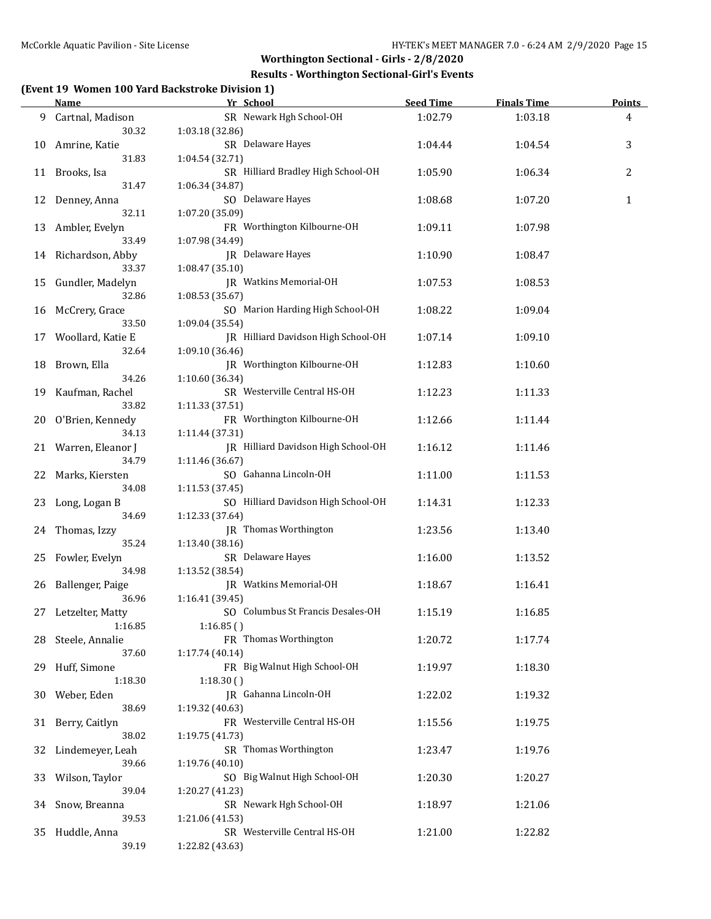## Worthington Sectional - Girls - 2/8/2020

### Results - Worthington Sectional-Girl's Events

**(Event 19 Women 100 Yard Backstroke Division 1)**

| | Name | Yr | School | Seed Time | Finals Time | Points |
|---|---|---|---|---|---|---|
| 9 | Cartnal, Madison | SR | Newark Hgh School-OH | 1:02.79 | 1:03.18 | 4 |
| | 30.32 | 1:03.18 (32.86) | | | | |
| 10 | Amrine, Katie | SR | Delaware Hayes | 1:04.44 | 1:04.54 | 3 |
| | 31.83 | 1:04.54 (32.71) | | | | |
| 11 | Brooks, Isa | SR | Hilliard Bradley High School-OH | 1:05.90 | 1:06.34 | 2 |
| | 31.47 | 1:06.34 (34.87) | | | | |
| 12 | Denney, Anna | SO | Delaware Hayes | 1:08.68 | 1:07.20 | 1 |
| | 32.11 | 1:07.20 (35.09) | | | | |
| 13 | Ambler, Evelyn | FR | Worthington Kilbourne-OH | 1:09.11 | 1:07.98 | |
| | 33.49 | 1:07.98 (34.49) | | | | |
| 14 | Richardson, Abby | JR | Delaware Hayes | 1:10.90 | 1:08.47 | |
| | 33.37 | 1:08.47 (35.10) | | | | |
| 15 | Gundler, Madelyn | JR | Watkins Memorial-OH | 1:07.53 | 1:08.53 | |
| | 32.86 | 1:08.53 (35.67) | | | | |
| 16 | McCrery, Grace | SO | Marion Harding High School-OH | 1:08.22 | 1:09.04 | |
| | 33.50 | 1:09.04 (35.54) | | | | |
| 17 | Woollard, Katie E | JR | Hilliard Davidson High School-OH | 1:07.14 | 1:09.10 | |
| | 32.64 | 1:09.10 (36.46) | | | | |
| 18 | Brown, Ella | JR | Worthington Kilbourne-OH | 1:12.83 | 1:10.60 | |
| | 34.26 | 1:10.60 (36.34) | | | | |
| 19 | Kaufman, Rachel | SR | Westerville Central HS-OH | 1:12.23 | 1:11.33 | |
| | 33.82 | 1:11.33 (37.51) | | | | |
| 20 | O'Brien, Kennedy | FR | Worthington Kilbourne-OH | 1:12.66 | 1:11.44 | |
| | 34.13 | 1:11.44 (37.31) | | | | |
| 21 | Warren, Eleanor J | JR | Hilliard Davidson High School-OH | 1:16.12 | 1:11.46 | |
| | 34.79 | 1:11.46 (36.67) | | | | |
| 22 | Marks, Kiersten | SO | Gahanna Lincoln-OH | 1:11.00 | 1:11.53 | |
| | 34.08 | 1:11.53 (37.45) | | | | |
| 23 | Long, Logan B | SO | Hilliard Davidson High School-OH | 1:14.31 | 1:12.33 | |
| | 34.69 | 1:12.33 (37.64) | | | | |
| 24 | Thomas, Izzy | JR | Thomas Worthington | 1:23.56 | 1:13.40 | |
| | 35.24 | 1:13.40 (38.16) | | | | |
| 25 | Fowler, Evelyn | SR | Delaware Hayes | 1:16.00 | 1:13.52 | |
| | 34.98 | 1:13.52 (38.54) | | | | |
| 26 | Ballenger, Paige | JR | Watkins Memorial-OH | 1:18.67 | 1:16.41 | |
| | 36.96 | 1:16.41 (39.45) | | | | |
| 27 | Letzelter, Matty | SO | Columbus St Francis Desales-OH | 1:15.19 | 1:16.85 | |
| | 1:16.85 | 1:16.85 ( ) | | | | |
| 28 | Steele, Annalie | FR | Thomas Worthington | 1:20.72 | 1:17.74 | |
| | 37.60 | 1:17.74 (40.14) | | | | |
| 29 | Huff, Simone | FR | Big Walnut High School-OH | 1:19.97 | 1:18.30 | |
| | 1:18.30 | 1:18.30 ( ) | | | | |
| 30 | Weber, Eden | JR | Gahanna Lincoln-OH | 1:22.02 | 1:19.32 | |
| | 38.69 | 1:19.32 (40.63) | | | | |
| 31 | Berry, Caitlyn | FR | Westerville Central HS-OH | 1:15.56 | 1:19.75 | |
| | 38.02 | 1:19.75 (41.73) | | | | |
| 32 | Lindemeyer, Leah | SR | Thomas Worthington | 1:23.47 | 1:19.76 | |
| | 39.66 | 1:19.76 (40.10) | | | | |
| 33 | Wilson, Taylor | SO | Big Walnut High School-OH | 1:20.30 | 1:20.27 | |
| | 39.04 | 1:20.27 (41.23) | | | | |
| 34 | Snow, Breanna | SR | Newark Hgh School-OH | 1:18.97 | 1:21.06 | |
| | 39.53 | 1:21.06 (41.53) | | | | |
| 35 | Huddle, Anna | SR | Westerville Central HS-OH | 1:21.00 | 1:22.82 | |
| | 39.19 | 1:22.82 (43.63) | | | | |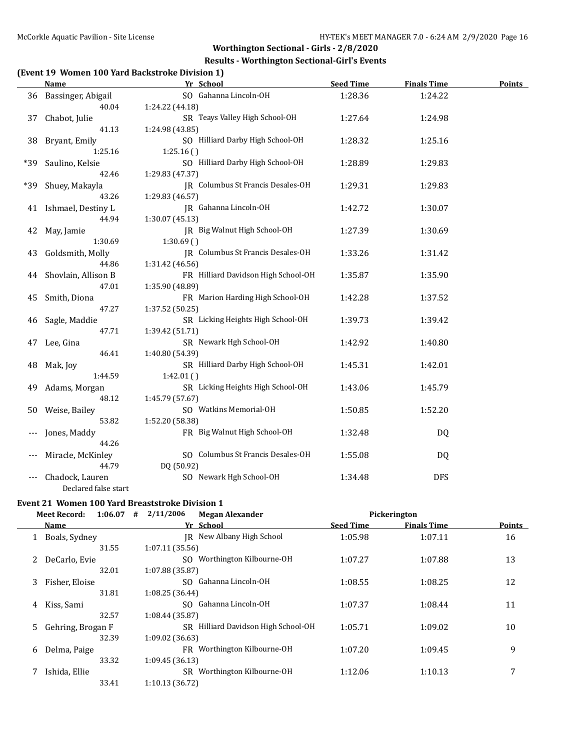## Worthington Sectional - Girls - 2/8/2020

### Results - Worthington Sectional-Girl's Events

**(Event 19 Women 100 Yard Backstroke Division 1)**

| | Name | Yr | School | Seed Time | Finals Time | Points |
|---|---|---|---|---|---|---|
| 36 | Bassinger, Abigail | SO | Gahanna Lincoln-OH | 1:28.36 | 1:24.22 | |
| | 40.04 | 1:24.22 (44.18) | | | | |
| 37 | Chabot, Julie | SR | Teays Valley High School-OH | 1:27.64 | 1:24.98 | |
| | 41.13 | 1:24.98 (43.85) | | | | |
| 38 | Bryant, Emily | SO | Hilliard Darby High School-OH | 1:28.32 | 1:25.16 | |
| | 1:25.16 | 1:25.16 ( ) | | | | |
| *39 | Saulino, Kelsie | SO | Hilliard Darby High School-OH | 1:28.89 | 1:29.83 | |
| | 42.46 | 1:29.83 (47.37) | | | | |
| *39 | Shuey, Makayla | JR | Columbus St Francis Desales-OH | 1:29.31 | 1:29.83 | |
| | 43.26 | 1:29.83 (46.57) | | | | |
| 41 | Ishmael, Destiny L | JR | Gahanna Lincoln-OH | 1:42.72 | 1:30.07 | |
| | 44.94 | 1:30.07 (45.13) | | | | |
| 42 | May, Jamie | JR | Big Walnut High School-OH | 1:27.39 | 1:30.69 | |
| | 1:30.69 | 1:30.69 ( ) | | | | |
| 43 | Goldsmith, Molly | JR | Columbus St Francis Desales-OH | 1:33.26 | 1:31.42 | |
| | 44.86 | 1:31.42 (46.56) | | | | |
| 44 | Shovlain, Allison B | FR | Hilliard Davidson High School-OH | 1:35.87 | 1:35.90 | |
| | 47.01 | 1:35.90 (48.89) | | | | |
| 45 | Smith, Diona | FR | Marion Harding High School-OH | 1:42.28 | 1:37.52 | |
| | 47.27 | 1:37.52 (50.25) | | | | |
| 46 | Sagle, Maddie | SR | Licking Heights High School-OH | 1:39.73 | 1:39.42 | |
| | 47.71 | 1:39.42 (51.71) | | | | |
| 47 | Lee, Gina | SR | Newark Hgh School-OH | 1:42.92 | 1:40.80 | |
| | 46.41 | 1:40.80 (54.39) | | | | |
| 48 | Mak, Joy | SR | Hilliard Darby High School-OH | 1:45.31 | 1:42.01 | |
| | 1:44.59 | 1:42.01 ( ) | | | | |
| 49 | Adams, Morgan | SR | Licking Heights High School-OH | 1:43.06 | 1:45.79 | |
| | 48.12 | 1:45.79 (57.67) | | | | |
| 50 | Weise, Bailey | SO | Watkins Memorial-OH | 1:50.85 | 1:52.20 | |
| | 53.82 | 1:52.20 (58.38) | | | | |
| --- | Jones, Maddy | FR | Big Walnut High School-OH | 1:32.48 | DQ | |
| | 44.26 | | | | | |
| --- | Miracle, McKinley | SO | Columbus St Francis Desales-OH | 1:55.08 | DQ | |
| | 44.79 | DQ (50.92) | | | | |
| --- | Chadock, Lauren | SO | Newark Hgh School-OH | 1:34.48 | DFS | |
| | Declared false start | | | | | |

**Event 21 Women 100 Yard Breaststroke Division 1**

Meet Record: 1:06.07 # 2/11/2006 Megan Alexander — Pickerington

| | Name | Yr | School | Seed Time | Finals Time | Points |
|---|---|---|---|---|---|---|
| 1 | Boals, Sydney | JR | New Albany High School | 1:05.98 | 1:07.11 | 16 |
| | 31.55 | 1:07.11 (35.56) | | | | |
| 2 | DeCarlo, Evie | SO | Worthington Kilbourne-OH | 1:07.27 | 1:07.88 | 13 |
| | 32.01 | 1:07.88 (35.87) | | | | |
| 3 | Fisher, Eloise | SO | Gahanna Lincoln-OH | 1:08.55 | 1:08.25 | 12 |
| | 31.81 | 1:08.25 (36.44) | | | | |
| 4 | Kiss, Sami | SO | Gahanna Lincoln-OH | 1:07.37 | 1:08.44 | 11 |
| | 32.57 | 1:08.44 (35.87) | | | | |
| 5 | Gehring, Brogan F | SR | Hilliard Davidson High School-OH | 1:05.71 | 1:09.02 | 10 |
| | 32.39 | 1:09.02 (36.63) | | | | |
| 6 | Delma, Paige | FR | Worthington Kilbourne-OH | 1:07.20 | 1:09.45 | 9 |
| | 33.32 | 1:09.45 (36.13) | | | | |
| 7 | Ishida, Ellie | SR | Worthington Kilbourne-OH | 1:12.06 | 1:10.13 | 7 |
| | 33.41 | 1:10.13 (36.72) | | | | |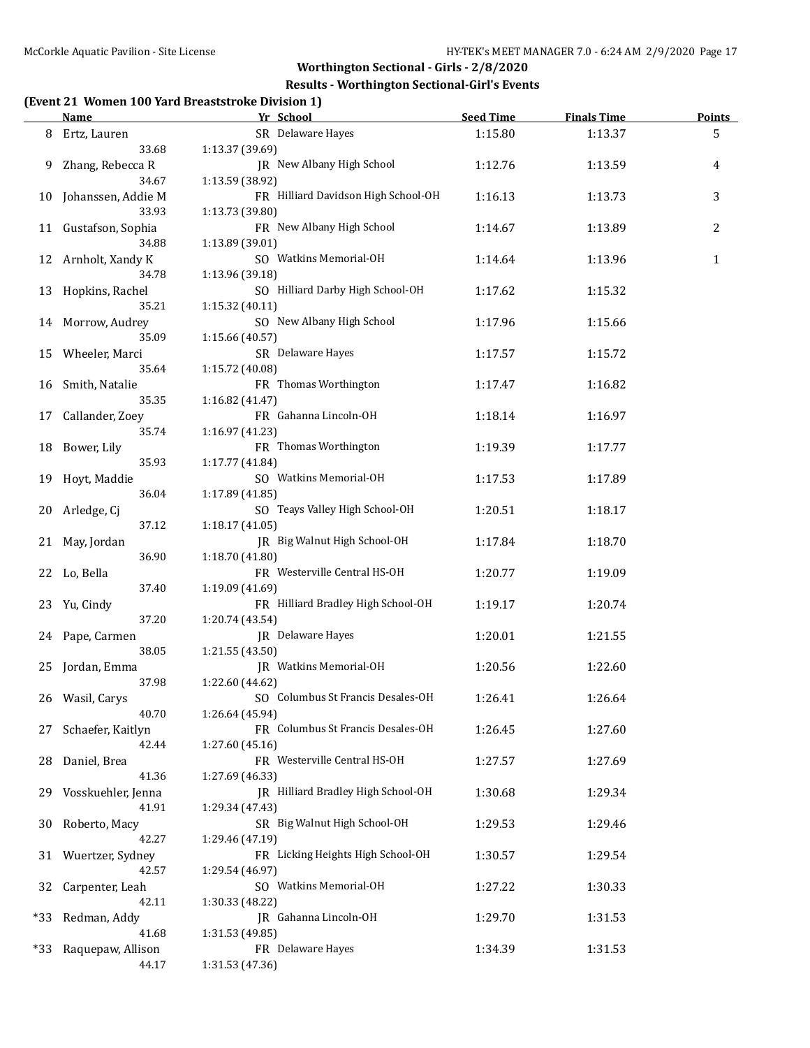## Worthington Sectional - Girls - 2/8/2020

### Results - Worthington Sectional-Girl's Events

**(Event 21 Women 100 Yard Breaststroke Division 1)**

| | Name | Yr | School | Seed Time | Finals Time | Points |
|---|---|---|---|---|---|---|
| 8 | Ertz, Lauren | SR | Delaware Hayes | 1:15.80 | 1:13.37 | 5 |
| | 33.68 | 1:13.37 (39.69) | | | | |
| 9 | Zhang, Rebecca R | JR | New Albany High School | 1:12.76 | 1:13.59 | 4 |
| | 34.67 | 1:13.59 (38.92) | | | | |
| 10 | Johanssen, Addie M | FR | Hilliard Davidson High School-OH | 1:16.13 | 1:13.73 | 3 |
| | 33.93 | 1:13.73 (39.80) | | | | |
| 11 | Gustafson, Sophia | FR | New Albany High School | 1:14.67 | 1:13.89 | 2 |
| | 34.88 | 1:13.89 (39.01) | | | | |
| 12 | Arnholt, Xandy K | SO | Watkins Memorial-OH | 1:14.64 | 1:13.96 | 1 |
| | 34.78 | 1:13.96 (39.18) | | | | |
| 13 | Hopkins, Rachel | SO | Hilliard Darby High School-OH | 1:17.62 | 1:15.32 | |
| | 35.21 | 1:15.32 (40.11) | | | | |
| 14 | Morrow, Audrey | SO | New Albany High School | 1:17.96 | 1:15.66 | |
| | 35.09 | 1:15.66 (40.57) | | | | |
| 15 | Wheeler, Marci | SR | Delaware Hayes | 1:17.57 | 1:15.72 | |
| | 35.64 | 1:15.72 (40.08) | | | | |
| 16 | Smith, Natalie | FR | Thomas Worthington | 1:17.47 | 1:16.82 | |
| | 35.35 | 1:16.82 (41.47) | | | | |
| 17 | Callander, Zoey | FR | Gahanna Lincoln-OH | 1:18.14 | 1:16.97 | |
| | 35.74 | 1:16.97 (41.23) | | | | |
| 18 | Bower, Lily | FR | Thomas Worthington | 1:19.39 | 1:17.77 | |
| | 35.93 | 1:17.77 (41.84) | | | | |
| 19 | Hoyt, Maddie | SO | Watkins Memorial-OH | 1:17.53 | 1:17.89 | |
| | 36.04 | 1:17.89 (41.85) | | | | |
| 20 | Arledge, Cj | SO | Teays Valley High School-OH | 1:20.51 | 1:18.17 | |
| | 37.12 | 1:18.17 (41.05) | | | | |
| 21 | May, Jordan | JR | Big Walnut High School-OH | 1:17.84 | 1:18.70 | |
| | 36.90 | 1:18.70 (41.80) | | | | |
| 22 | Lo, Bella | FR | Westerville Central HS-OH | 1:20.77 | 1:19.09 | |
| | 37.40 | 1:19.09 (41.69) | | | | |
| 23 | Yu, Cindy | FR | Hilliard Bradley High School-OH | 1:19.17 | 1:20.74 | |
| | 37.20 | 1:20.74 (43.54) | | | | |
| 24 | Pape, Carmen | JR | Delaware Hayes | 1:20.01 | 1:21.55 | |
| | 38.05 | 1:21.55 (43.50) | | | | |
| 25 | Jordan, Emma | JR | Watkins Memorial-OH | 1:20.56 | 1:22.60 | |
| | 37.98 | 1:22.60 (44.62) | | | | |
| 26 | Wasil, Carys | SO | Columbus St Francis Desales-OH | 1:26.41 | 1:26.64 | |
| | 40.70 | 1:26.64 (45.94) | | | | |
| 27 | Schaefer, Kaitlyn | FR | Columbus St Francis Desales-OH | 1:26.45 | 1:27.60 | |
| | 42.44 | 1:27.60 (45.16) | | | | |
| 28 | Daniel, Brea | FR | Westerville Central HS-OH | 1:27.57 | 1:27.69 | |
| | 41.36 | 1:27.69 (46.33) | | | | |
| 29 | Vosskuehler, Jenna | JR | Hilliard Bradley High School-OH | 1:30.68 | 1:29.34 | |
| | 41.91 | 1:29.34 (47.43) | | | | |
| 30 | Roberto, Macy | SR | Big Walnut High School-OH | 1:29.53 | 1:29.46 | |
| | 42.27 | 1:29.46 (47.19) | | | | |
| 31 | Wuertzer, Sydney | FR | Licking Heights High School-OH | 1:30.57 | 1:29.54 | |
| | 42.57 | 1:29.54 (46.97) | | | | |
| 32 | Carpenter, Leah | SO | Watkins Memorial-OH | 1:27.22 | 1:30.33 | |
| | 42.11 | 1:30.33 (48.22) | | | | |
| *33 | Redman, Addy | JR | Gahanna Lincoln-OH | 1:29.70 | 1:31.53 | |
| | 41.68 | 1:31.53 (49.85) | | | | |
| *33 | Raquepaw, Allison | FR | Delaware Hayes | 1:34.39 | 1:31.53 | |
| | 44.17 | 1:31.53 (47.36) | | | | |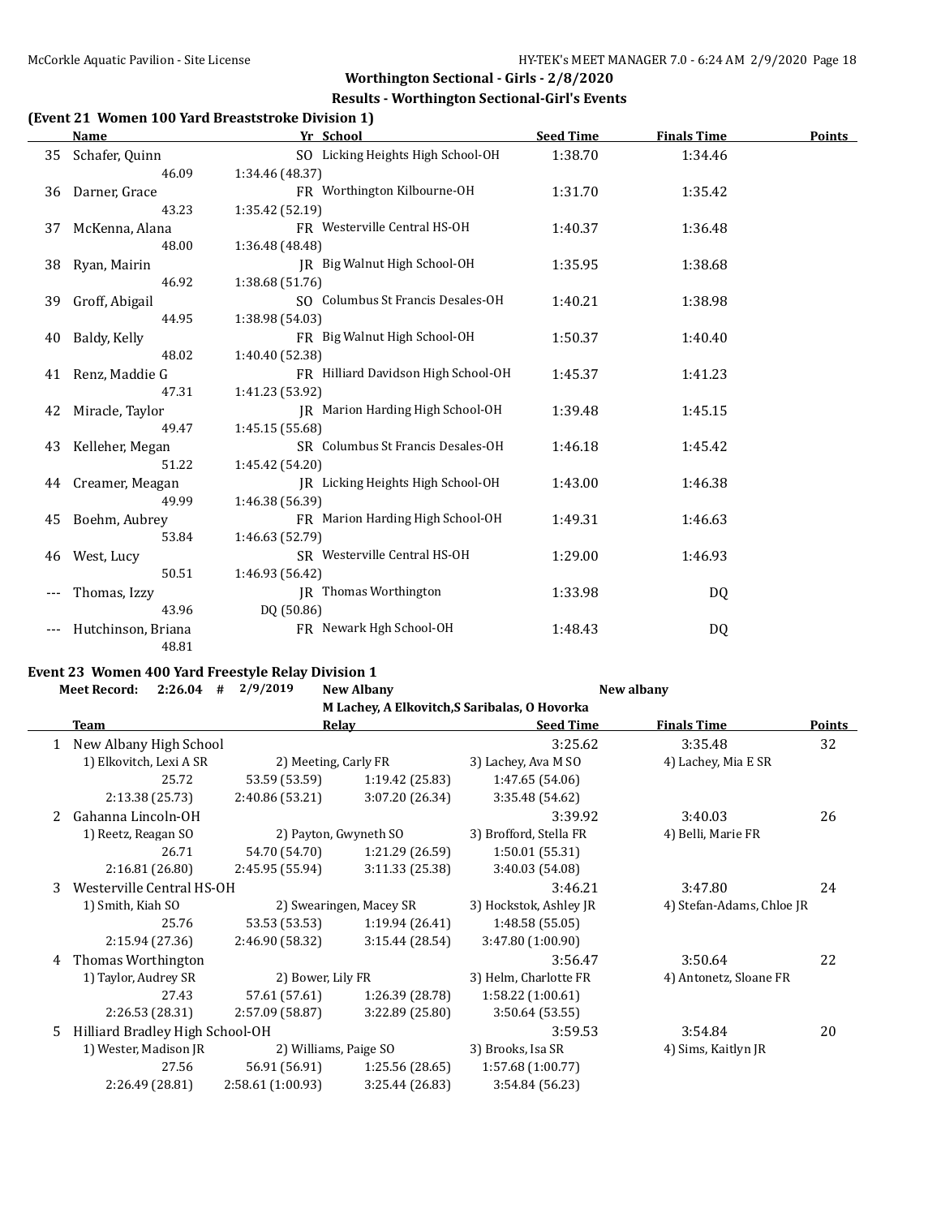## Worthington Sectional - Girls - 2/8/2020

### Results - Worthington Sectional-Girl's Events

### (Event 21 Women 100 Yard Breaststroke Division 1)

| | Name | Yr | School | Seed Time | Finals Time | Points |
|---|---|---|---|---|---|---|
| 35 | Schafer, Quinn | SO | Licking Heights High School-OH | 1:38.70 | 1:34.46 | |
| | 46.09 | 1:34.46 (48.37) | | | | |
| 36 | Darner, Grace | FR | Worthington Kilbourne-OH | 1:31.70 | 1:35.42 | |
| | 43.23 | 1:35.42 (52.19) | | | | |
| 37 | McKenna, Alana | FR | Westerville Central HS-OH | 1:40.37 | 1:36.48 | |
| | 48.00 | 1:36.48 (48.48) | | | | |
| 38 | Ryan, Mairin | JR | Big Walnut High School-OH | 1:35.95 | 1:38.68 | |
| | 46.92 | 1:38.68 (51.76) | | | | |
| 39 | Groff, Abigail | SO | Columbus St Francis Desales-OH | 1:40.21 | 1:38.98 | |
| | 44.95 | 1:38.98 (54.03) | | | | |
| 40 | Baldy, Kelly | FR | Big Walnut High School-OH | 1:50.37 | 1:40.40 | |
| | 48.02 | 1:40.40 (52.38) | | | | |
| 41 | Renz, Maddie G | FR | Hilliard Davidson High School-OH | 1:45.37 | 1:41.23 | |
| | 47.31 | 1:41.23 (53.92) | | | | |
| 42 | Miracle, Taylor | JR | Marion Harding High School-OH | 1:39.48 | 1:45.15 | |
| | 49.47 | 1:45.15 (55.68) | | | | |
| 43 | Kelleher, Megan | SR | Columbus St Francis Desales-OH | 1:46.18 | 1:45.42 | |
| | 51.22 | 1:45.42 (54.20) | | | | |
| 44 | Creamer, Meagan | JR | Licking Heights High School-OH | 1:43.00 | 1:46.38 | |
| | 49.99 | 1:46.38 (56.39) | | | | |
| 45 | Boehm, Aubrey | FR | Marion Harding High School-OH | 1:49.31 | 1:46.63 | |
| | 53.84 | 1:46.63 (52.79) | | | | |
| 46 | West, Lucy | SR | Westerville Central HS-OH | 1:29.00 | 1:46.93 | |
| | 50.51 | 1:46.93 (56.42) | | | | |
| --- | Thomas, Izzy | JR | Thomas Worthington | 1:33.98 | DQ | |
| | 43.96 | DQ (50.86) | | | | |
| --- | Hutchinson, Briana | FR | Newark Hgh School-OH | 1:48.43 | DQ | |
| | 48.81 | | | | | |

### Event 23 Women 400 Yard Freestyle Relay Division 1

**Meet Record:** 2:26.04 # 2/9/2019 New Albany — New albany
M Lachey, A Elkovitch,S Saribalas, O Hovorka

| | Team | Relay | | Seed Time | Finals Time | Points |
|---|---|---|---|---|---|---|
| 1 | New Albany High School | | | 3:25.62 | 3:35.48 | 32 |
| | 1) Elkovitch, Lexi A SR | 2) Meeting, Carly FR | | 3) Lachey, Ava M SO | 4) Lachey, Mia E SR | |
| | 25.72 | 53.59 (53.59) | 1:19.42 (25.83) | 1:47.65 (54.06) | | |
| | 2:13.38 (25.73) | 2:40.86 (53.21) | 3:07.20 (26.34) | 3:35.48 (54.62) | | |
| 2 | Gahanna Lincoln-OH | | | 3:39.92 | 3:40.03 | 26 |
| | 1) Reetz, Reagan SO | 2) Payton, Gwyneth SO | | 3) Brofford, Stella FR | 4) Belli, Marie FR | |
| | 26.71 | 54.70 (54.70) | 1:21.29 (26.59) | 1:50.01 (55.31) | | |
| | 2:16.81 (26.80) | 2:45.95 (55.94) | 3:11.33 (25.38) | 3:40.03 (54.08) | | |
| 3 | Westerville Central HS-OH | | | 3:46.21 | 3:47.80 | 24 |
| | 1) Smith, Kiah SO | 2) Swearingen, Macey SR | | 3) Hockstok, Ashley JR | 4) Stefan-Adams, Chloe JR | |
| | 25.76 | 53.53 (53.53) | 1:19.94 (26.41) | 1:48.58 (55.05) | | |
| | 2:15.94 (27.36) | 2:46.90 (58.32) | 3:15.44 (28.54) | 3:47.80 (1:00.90) | | |
| 4 | Thomas Worthington | | | 3:56.47 | 3:50.64 | 22 |
| | 1) Taylor, Audrey SR | 2) Bower, Lily FR | | 3) Helm, Charlotte FR | 4) Antonetz, Sloane FR | |
| | 27.43 | 57.61 (57.61) | 1:26.39 (28.78) | 1:58.22 (1:00.61) | | |
| | 2:26.53 (28.31) | 2:57.09 (58.87) | 3:22.89 (25.80) | 3:50.64 (53.55) | | |
| 5 | Hilliard Bradley High School-OH | | | 3:59.53 | 3:54.84 | 20 |
| | 1) Wester, Madison JR | 2) Williams, Paige SO | | 3) Brooks, Isa SR | 4) Sims, Kaitlyn JR | |
| | 27.56 | 56.91 (56.91) | 1:25.56 (28.65) | 1:57.68 (1:00.77) | | |
| | 2:26.49 (28.81) | 2:58.61 (1:00.93) | 3:25.44 (26.83) | 3:54.84 (56.23) | | |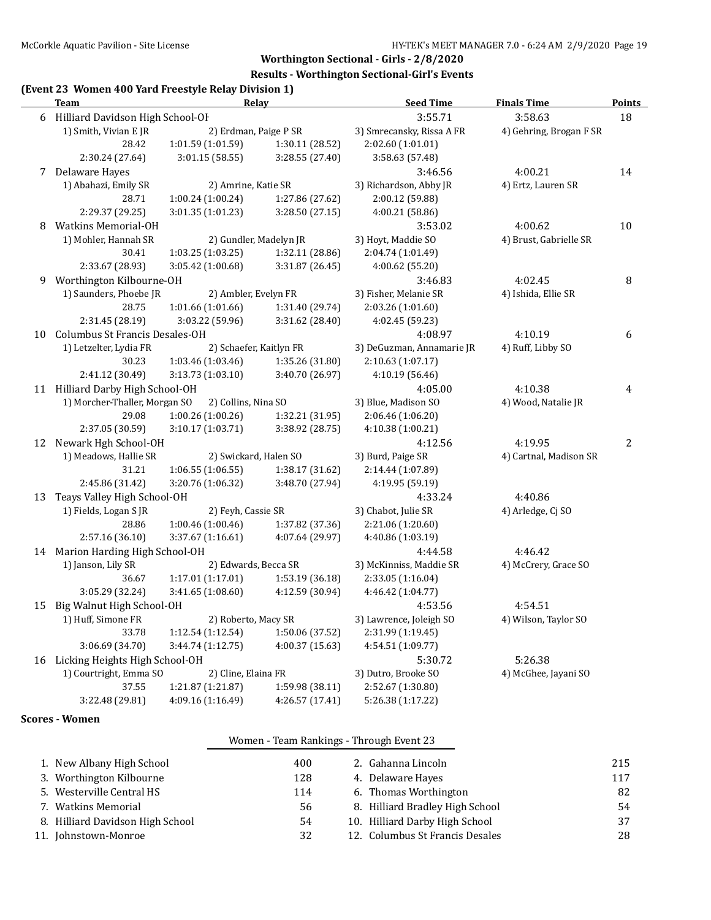## Worthington Sectional - Girls - 2/8/2020

### Results - Worthington Sectional-Girl's Events

### (Event 23 Women 400 Yard Freestyle Relay Division 1)

| | Team | Relay | | | Seed Time | Finals Time | Points |
|---|---|---|---|---|---|---|---|
| 6 | Hilliard Davidson High School-OH | | | | 3:55.71 | 3:58.63 | 18 |
| | 1) Smith, Vivian E JR | 2) Erdman, Paige P SR | | 3) Smrecansky, Rissa A FR | | 4) Gehring, Brogan F SR | |
| | 28.42 | 1:01.59 (1:01.59) | 1:30.11 (28.52) | 2:02.60 (1:01.01) | | | |
| | 2:30.24 (27.64) | 3:01.15 (58.55) | 3:28.55 (27.40) | 3:58.63 (57.48) | | | |
| 7 | Delaware Hayes | | | | 3:46.56 | 4:00.21 | 14 |
| | 1) Abahazi, Emily SR | 2) Amrine, Katie SR | | 3) Richardson, Abby JR | | 4) Ertz, Lauren SR | |
| | 28.71 | 1:00.24 (1:00.24) | 1:27.86 (27.62) | 2:00.12 (59.88) | | | |
| | 2:29.37 (29.25) | 3:01.35 (1:01.23) | 3:28.50 (27.15) | 4:00.21 (58.86) | | | |
| 8 | Watkins Memorial-OH | | | | 3:53.02 | 4:00.62 | 10 |
| | 1) Mohler, Hannah SR | 2) Gundler, Madelyn JR | | 3) Hoyt, Maddie SO | | 4) Brust, Gabrielle SR | |
| | 30.41 | 1:03.25 (1:03.25) | 1:32.11 (28.86) | 2:04.74 (1:01.49) | | | |
| | 2:33.67 (28.93) | 3:05.42 (1:00.68) | 3:31.87 (26.45) | 4:00.62 (55.20) | | | |
| 9 | Worthington Kilbourne-OH | | | | 3:46.83 | 4:02.45 | 8 |
| | 1) Saunders, Phoebe JR | 2) Ambler, Evelyn FR | | 3) Fisher, Melanie SR | | 4) Ishida, Ellie SR | |
| | 28.75 | 1:01.66 (1:01.66) | 1:31.40 (29.74) | 2:03.26 (1:01.60) | | | |
| | 2:31.45 (28.19) | 3:03.22 (59.96) | 3:31.62 (28.40) | 4:02.45 (59.23) | | | |
| 10 | Columbus St Francis Desales-OH | | | | 4:08.97 | 4:10.19 | 6 |
| | 1) Letzelter, Lydia FR | 2) Schaefer, Kaitlyn FR | | 3) DeGuzman, Annamarie JR | | 4) Ruff, Libby SO | |
| | 30.23 | 1:03.46 (1:03.46) | 1:35.26 (31.80) | 2:10.63 (1:07.17) | | | |
| | 2:41.12 (30.49) | 3:13.73 (1:03.10) | 3:40.70 (26.97) | 4:10.19 (56.46) | | | |
| 11 | Hilliard Darby High School-OH | | | | 4:05.00 | 4:10.38 | 4 |
| | 1) Morcher-Thaller, Morgan SO | 2) Collins, Nina SO | | 3) Blue, Madison SO | | 4) Wood, Natalie JR | |
| | 29.08 | 1:00.26 (1:00.26) | 1:32.21 (31.95) | 2:06.46 (1:06.20) | | | |
| | 2:37.05 (30.59) | 3:10.17 (1:03.71) | 3:38.92 (28.75) | 4:10.38 (1:00.21) | | | |
| 12 | Newark Hgh School-OH | | | | 4:12.56 | 4:19.95 | 2 |
| | 1) Meadows, Hallie SR | 2) Swickard, Halen SO | | 3) Burd, Paige SR | | 4) Cartnal, Madison SR | |
| | 31.21 | 1:06.55 (1:06.55) | 1:38.17 (31.62) | 2:14.44 (1:07.89) | | | |
| | 2:45.86 (31.42) | 3:20.76 (1:06.32) | 3:48.70 (27.94) | 4:19.95 (59.19) | | | |
| 13 | Teays Valley High School-OH | | | | 4:33.24 | 4:40.86 | |
| | 1) Fields, Logan S JR | 2) Feyh, Cassie SR | | 3) Chabot, Julie SR | | 4) Arledge, Cj SO | |
| | 28.86 | 1:00.46 (1:00.46) | 1:37.82 (37.36) | 2:21.06 (1:20.60) | | | |
| | 2:57.16 (36.10) | 3:37.67 (1:16.61) | 4:07.64 (29.97) | 4:40.86 (1:03.19) | | | |
| 14 | Marion Harding High School-OH | | | | 4:44.58 | 4:46.42 | |
| | 1) Janson, Lily SR | 2) Edwards, Becca SR | | 3) McKinniss, Maddie SR | | 4) McCrery, Grace SO | |
| | 36.67 | 1:17.01 (1:17.01) | 1:53.19 (36.18) | 2:33.05 (1:16.04) | | | |
| | 3:05.29 (32.24) | 3:41.65 (1:08.60) | 4:12.59 (30.94) | 4:46.42 (1:04.77) | | | |
| 15 | Big Walnut High School-OH | | | | 4:53.56 | 4:54.51 | |
| | 1) Huff, Simone FR | 2) Roberto, Macy SR | | 3) Lawrence, Joleigh SO | | 4) Wilson, Taylor SO | |
| | 33.78 | 1:12.54 (1:12.54) | 1:50.06 (37.52) | 2:31.99 (1:19.45) | | | |
| | 3:06.69 (34.70) | 3:44.74 (1:12.75) | 4:00.37 (15.63) | 4:54.51 (1:09.77) | | | |
| 16 | Licking Heights High School-OH | | | | 5:30.72 | 5:26.38 | |
| | 1) Courtright, Emma SO | 2) Cline, Elaina FR | | 3) Dutro, Brooke SO | | 4) McGhee, Jayani SO | |
| | 37.55 | 1:21.87 (1:21.87) | 1:59.98 (38.11) | 2:52.67 (1:30.80) | | | |
| | 3:22.48 (29.81) | 4:09.16 (1:16.49) | 4:26.57 (17.41) | 5:26.38 (1:17.22) | | | |

### Scores - Women

**Women - Team Rankings - Through Event 23**

| Rank | Team | Points | Rank | Team | Points |
|---|---|---|---|---|---|
| 1. | New Albany High School | 400 | 2. | Gahanna Lincoln | 215 |
| 3. | Worthington Kilbourne | 128 | 4. | Delaware Hayes | 117 |
| 5. | Westerville Central HS | 114 | 6. | Thomas Worthington | 82 |
| 7. | Watkins Memorial | 56 | 8. | Hilliard Bradley High School | 54 |
| 8. | Hilliard Davidson High School | 54 | 10. | Hilliard Darby High School | 37 |
| 11. | Johnstown-Monroe | 32 | 12. | Columbus St Francis Desales | 28 |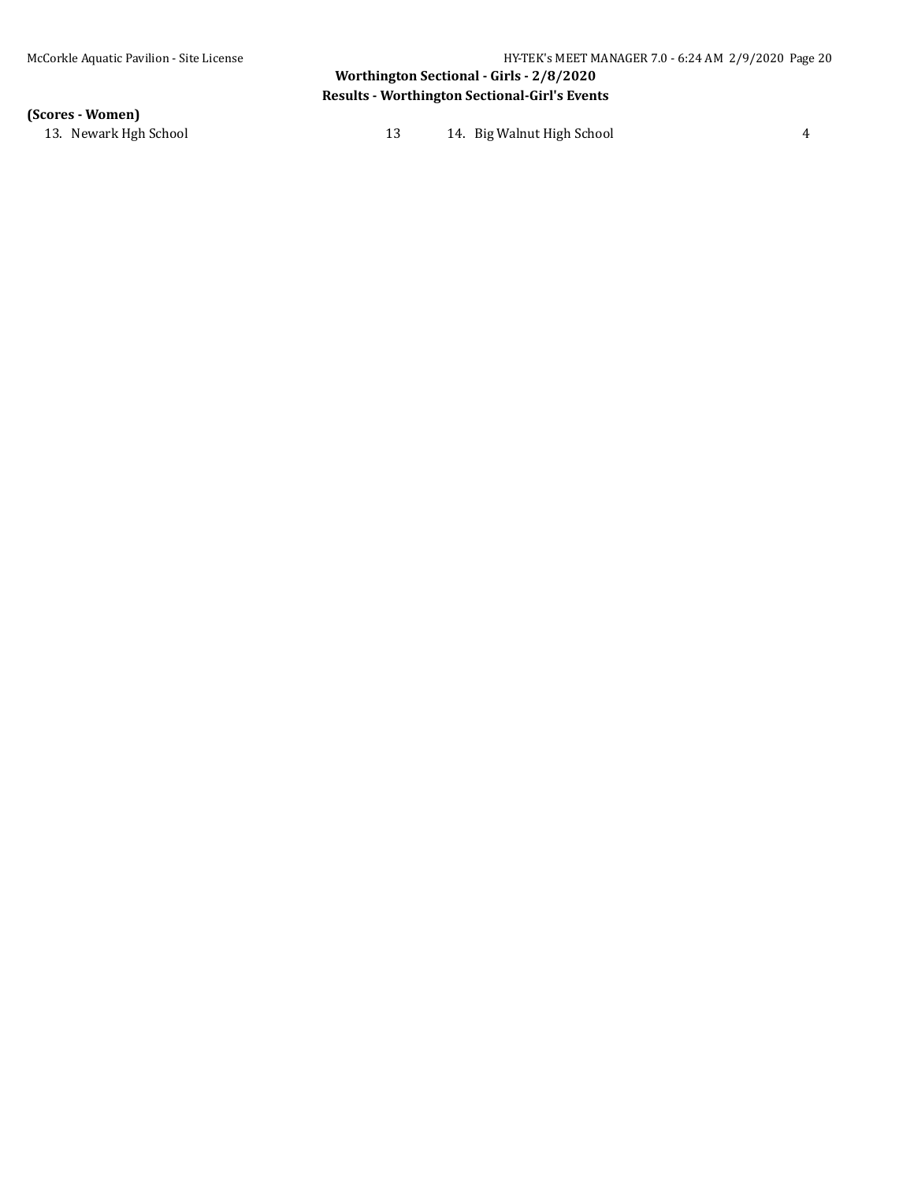**(Scores - Women)**

| Place | Team | Score | Place | Team | Score |
| --- | --- | --- | --- | --- | --- |
| 13. | Newark Hgh School | 13 | 14. | Big Walnut High School | 4 |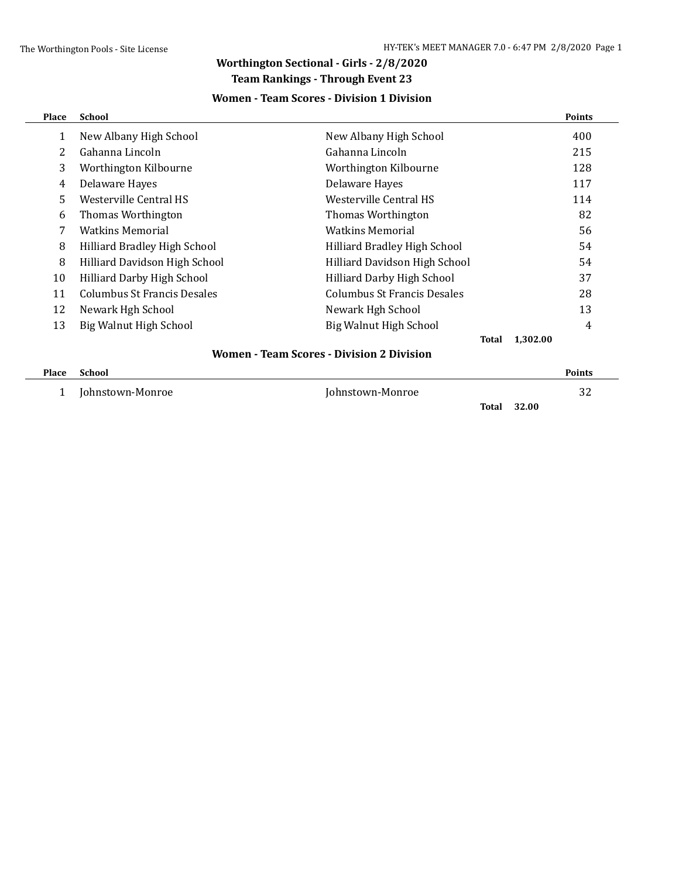## Worthington Sectional - Girls - 2/8/2020

### Team Rankings - Through Event 23

#### Women - Team Scores - Division 1 Division

| Place | School | | Points |
|---|---|---|---|
| 1 | New Albany High School | New Albany High School | 400 |
| 2 | Gahanna Lincoln | Gahanna Lincoln | 215 |
| 3 | Worthington Kilbourne | Worthington Kilbourne | 128 |
| 4 | Delaware Hayes | Delaware Hayes | 117 |
| 5 | Westerville Central HS | Westerville Central HS | 114 |
| 6 | Thomas Worthington | Thomas Worthington | 82 |
| 7 | Watkins Memorial | Watkins Memorial | 56 |
| 8 | Hilliard Bradley High School | Hilliard Bradley High School | 54 |
| 8 | Hilliard Davidson High School | Hilliard Davidson High School | 54 |
| 10 | Hilliard Darby High School | Hilliard Darby High School | 37 |
| 11 | Columbus St Francis Desales | Columbus St Francis Desales | 28 |
| 12 | Newark Hgh School | Newark Hgh School | 13 |
| 13 | Big Walnut High School | Big Walnut High School | 4 |
| | | **Total** | **1,302.00** |

#### Women - Team Scores - Division 2 Division

| Place | School | | Points |
|---|---|---|---|
| 1 | Johnstown-Monroe | Johnstown-Monroe | 32 |
| | | **Total** | **32.00** |